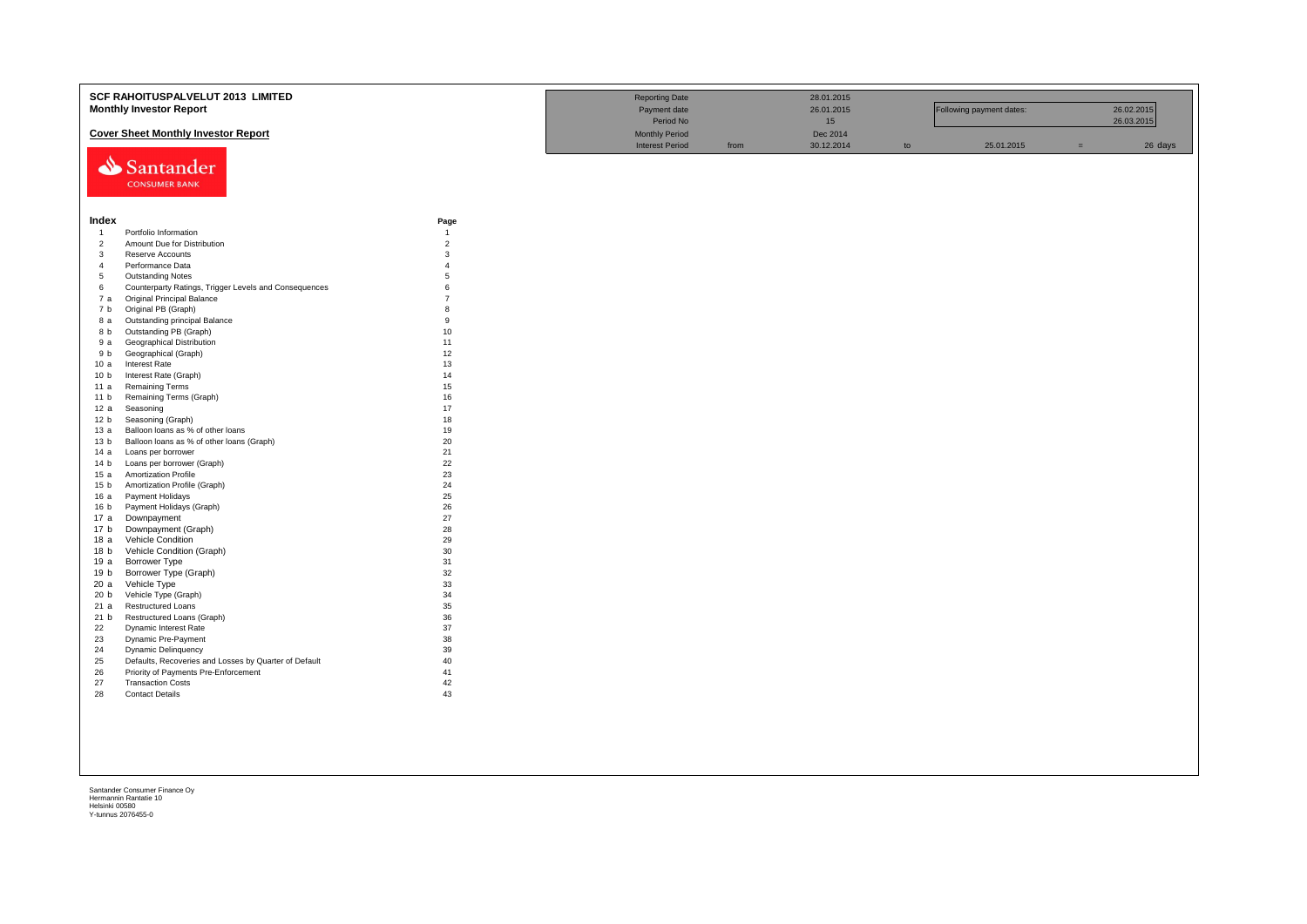# SCF RAHOITUSPALVELUT 2013 LIMITED

## Monthly Investor Report

### Cover Sheet Monthly Investor Report

| | | | | | | | |
|---|---|---|---|---|---|---|---|
| Reporting Date | | 28.01.2015 | | | | | |
| Payment date | | 26.01.2015 | | Following payment dates: | | 26.02.2015 | |
| Period No | | 15 | | | | 26.03.2015 | |
| Monthly Period | | Dec 2014 | | | | | |
| Interest Period | from | 30.12.2014 | to | 25.01.2015 | = | 26 days | |

Santander CONSUMER BANK

| Index | | Page |
|---|---|---|
| 1 | Portfolio Information | 1 |
| 2 | Amount Due for Distribution | 2 |
| 3 | Reserve Accounts | 3 |
| 4 | Performance Data | 4 |
| 5 | Outstanding Notes | 5 |
| 6 | Counterparty Ratings, Trigger Levels and Consequences | 6 |
| 7 a | Original Principal Balance | 7 |
| 7 b | Original PB (Graph) | 8 |
| 8 a | Outstanding principal Balance | 9 |
| 8 b | Outstanding PB (Graph) | 10 |
| 9 a | Geographical Distribution | 11 |
| 9 b | Geographical (Graph) | 12 |
| 10 a | Interest Rate | 13 |
| 10 b | Interest Rate (Graph) | 14 |
| 11 a | Remaining Terms | 15 |
| 11 b | Remaining Terms (Graph) | 16 |
| 12 a | Seasoning | 17 |
| 12 b | Seasoning (Graph) | 18 |
| 13 a | Balloon loans as % of other loans | 19 |
| 13 b | Balloon loans as % of other loans (Graph) | 20 |
| 14 a | Loans per borrower | 21 |
| 14 b | Loans per borrower (Graph) | 22 |
| 15 a | Amortization Profile | 23 |
| 15 b | Amortization Profile (Graph) | 24 |
| 16 a | Payment Holidays | 25 |
| 16 b | Payment Holidays (Graph) | 26 |
| 17 a | Downpayment | 27 |
| 17 b | Downpayment (Graph) | 28 |
| 18 a | Vehicle Condition | 29 |
| 18 b | Vehicle Condition (Graph) | 30 |
| 19 a | Borrower Type | 31 |
| 19 b | Borrower Type (Graph) | 32 |
| 20 a | Vehicle Type | 33 |
| 20 b | Vehicle Type (Graph) | 34 |
| 21 a | Restructured Loans | 35 |
| 21 b | Restructured Loans (Graph) | 36 |
| 22 | Dynamic Interest Rate | 37 |
| 23 | Dynamic Pre-Payment | 38 |
| 24 | Dynamic Delinquency | 39 |
| 25 | Defaults, Recoveries and Losses by Quarter of Default | 40 |
| 26 | Priority of Payments Pre-Enforcement | 41 |
| 27 | Transaction Costs | 42 |
| 28 | Contact Details | 43 |

Santander Consumer Finance Oy
Hermannin Rantatie 10
Helsinki 00580
Y-tunnus 2076455-0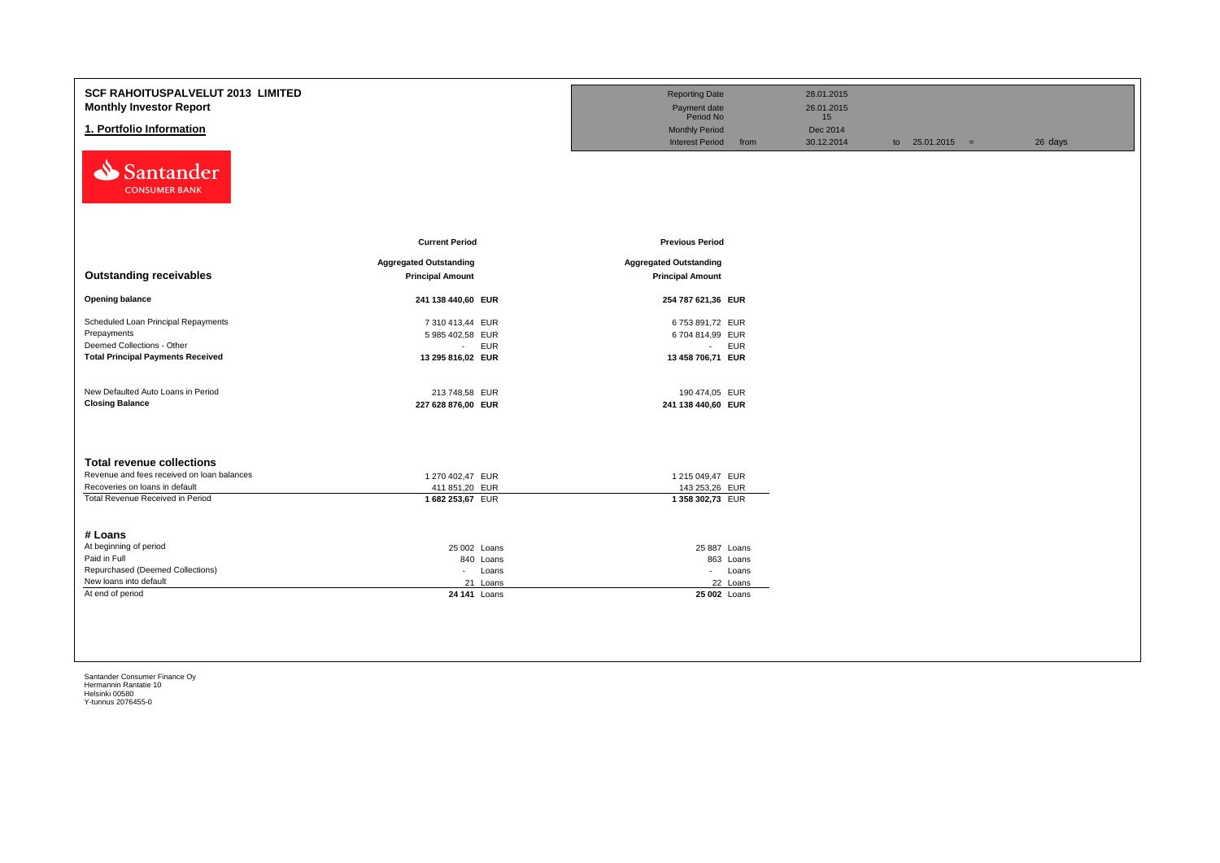# SCF RAHOITUSPALVELUT 2013 LIMITED

## Monthly Investor Report

## 1. Portfolio Information

| | | | | |
|---|---|---|---|---|
| Reporting Date | | 28.01.2015 | | |
| Payment date | | 26.01.2015 | | |
| Period No | | 15 | | |
| Monthly Period | | Dec 2014 | | |
| Interest Period | from | 30.12.2014 | to 25.01.2015 = | 26 days |

| | Current Period | | Previous Period | |
|---|---|---|---|---|
| **Outstanding receivables** | **Aggregated Outstanding Principal Amount** | | **Aggregated Outstanding Principal Amount** | |
| **Opening balance** | **241 138 440,60** | **EUR** | **254 787 621,36** | **EUR** |
| Scheduled Loan Principal Repayments | 7 310 413,44 | EUR | 6 753 891,72 | EUR |
| Prepayments | 5 985 402,58 | EUR | 6 704 814,99 | EUR |
| Deemed Collections - Other | - | EUR | - | EUR |
| **Total Principal Payments Received** | **13 295 816,02** | **EUR** | **13 458 706,71** | **EUR** |
| New Defaulted Auto Loans in Period | 213 748,58 | EUR | 190 474,05 | EUR |
| **Closing Balance** | **227 628 876,00** | **EUR** | **241 138 440,60** | **EUR** |

| **Total revenue collections** | | | | |
|---|---|---|---|---|
| Revenue and fees received on loan balances | 1 270 402,47 | EUR | 1 215 049,47 | EUR |
| Recoveries on loans in default | 411 851,20 | EUR | 143 253,26 | EUR |
| Total Revenue Received in Period | **1 682 253,67** | EUR | **1 358 302,73** | EUR |

| **# Loans** | | | | |
|---|---|---|---|---|
| At beginning of period | 25 002 | Loans | 25 887 | Loans |
| Paid in Full | 840 | Loans | 863 | Loans |
| Repurchased (Deemed Collections) | - | Loans | - | Loans |
| New loans into default | 21 | Loans | 22 | Loans |
| At end of period | **24 141** | Loans | **25 002** | Loans |

Santander Consumer Finance Oy
Hermannin Rantatie 10
Helsinki 00580
Y-tunnus 2076455-0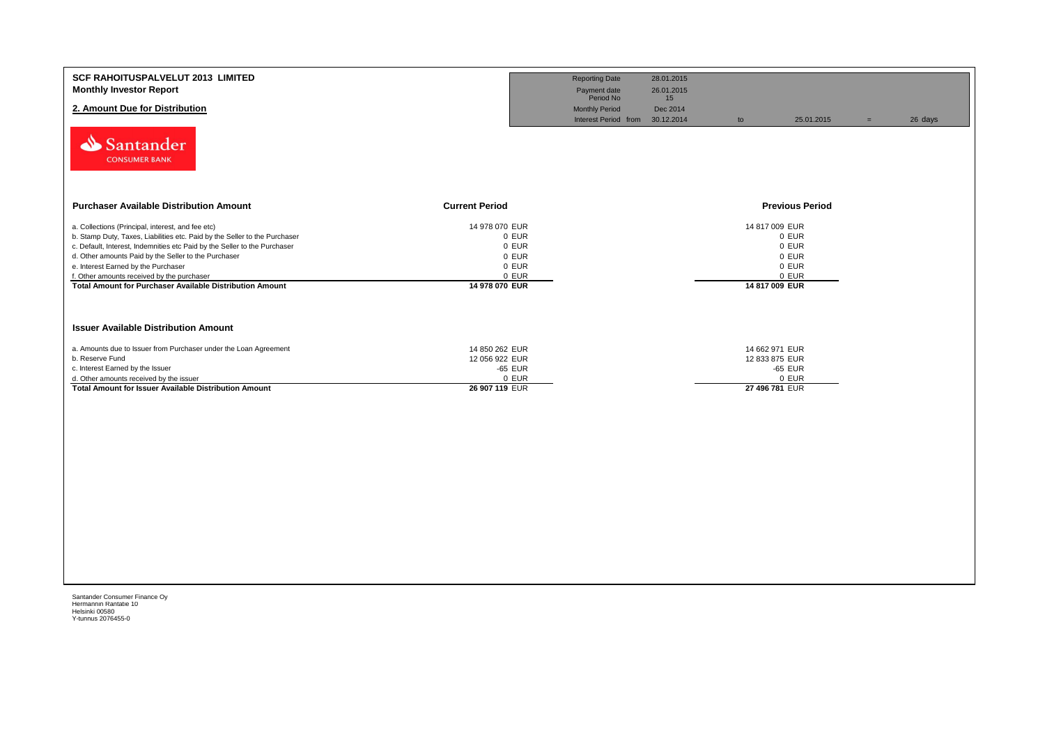**SCF RAHOITUSPALVELUT 2013 LIMITED**
**Monthly Investor Report**

## 2. Amount Due for Distribution

| | | | | | |
|---|---|---|---|---|---|
| Reporting Date | 28.01.2015 | | | | |
| Payment date | 26.01.2015 | | | | |
| Period No | 15 | | | | |
| Monthly Period | Dec 2014 | | | | |
| Interest Period from | 30.12.2014 | to | 25.01.2015 | = | 26 days |

| Purchaser Available Distribution Amount | Current Period | Previous Period |
|---|---|---|
| a. Collections (Principal, interest, and fee etc) | 14 978 070 EUR | 14 817 009 EUR |
| b. Stamp Duty, Taxes, Liabilities etc. Paid by the Seller to the Purchaser | 0 EUR | 0 EUR |
| c. Default, Interest, Indemnities etc Paid by the Seller to the Purchaser | 0 EUR | 0 EUR |
| d. Other amounts Paid by the Seller to the Purchaser | 0 EUR | 0 EUR |
| e. Interest Earned by the Purchaser | 0 EUR | 0 EUR |
| f. Other amounts received by the purchaser | 0 EUR | 0 EUR |
| **Total Amount for Purchaser Available Distribution Amount** | **14 978 070 EUR** | **14 817 009 EUR** |

| Issuer Available Distribution Amount | Current Period | Previous Period |
|---|---|---|
| a. Amounts due to Issuer from Purchaser under the Loan Agreement | 14 850 262 EUR | 14 662 971 EUR |
| b. Reserve Fund | 12 056 922 EUR | 12 833 875 EUR |
| c. Interest Earned by the Issuer | -65 EUR | -65 EUR |
| d. Other amounts received by the issuer | 0 EUR | 0 EUR |
| **Total Amount for Issuer Available Distribution Amount** | **26 907 119 EUR** | **27 496 781 EUR** |

Santander Consumer Finance Oy
Hermannin Rantatie 10
Helsinki 00580
Y-tunnus 2076455-0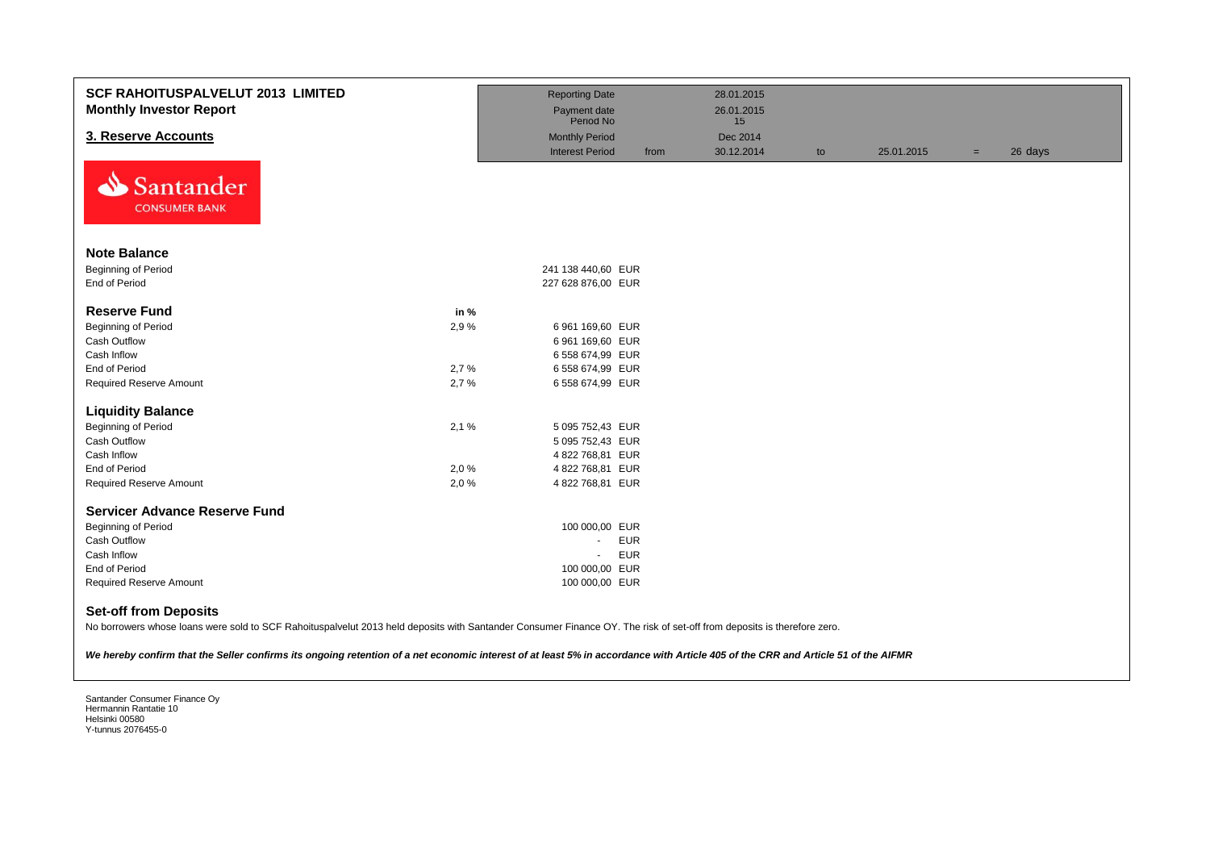# SCF RAHOITUSPALVELUT 2013 LIMITED
## Monthly Investor Report

| | | | | | | | |
|---|---|---|---|---|---|---|---|
| Reporting Date | | 28.01.2015 | | | | | |
| Payment date | | 26.01.2015 | | | | | |
| Period No | | 15 | | | | | |
| Monthly Period | | Dec 2014 | | | | | |
| Interest Period | from | 30.12.2014 | to | 25.01.2015 | = | 26 days | |

## 3. Reserve Accounts

Santander CONSUMER BANK

### Note Balance

| | | |
|---|---|---|
| Beginning of Period | | 241 138 440,60 EUR |
| End of Period | | 227 628 876,00 EUR |

### Reserve Fund

| | in % | |
|---|---|---|
| Beginning of Period | 2,9 % | 6 961 169,60 EUR |
| Cash Outflow | | 6 961 169,60 EUR |
| Cash Inflow | | 6 558 674,99 EUR |
| End of Period | 2,7 % | 6 558 674,99 EUR |
| Required Reserve Amount | 2,7 % | 6 558 674,99 EUR |

### Liquidity Balance

| | | |
|---|---|---|
| Beginning of Period | 2,1 % | 5 095 752,43 EUR |
| Cash Outflow | | 5 095 752,43 EUR |
| Cash Inflow | | 4 822 768,81 EUR |
| End of Period | 2,0 % | 4 822 768,81 EUR |
| Required Reserve Amount | 2,0 % | 4 822 768,81 EUR |

### Servicer Advance Reserve Fund

| | |
|---|---|
| Beginning of Period | 100 000,00 EUR |
| Cash Outflow | - EUR |
| Cash Inflow | - EUR |
| End of Period | 100 000,00 EUR |
| Required Reserve Amount | 100 000,00 EUR |

### Set-off from Deposits

No borrowers whose loans were sold to SCF Rahoituspalvelut 2013 held deposits with Santander Consumer Finance OY. The risk of set-off from deposits is therefore zero.

*We hereby confirm that the Seller confirms its ongoing retention of a net economic interest of at least 5% in accordance with Article 405 of the CRR and Article 51 of the AIFMR*

Santander Consumer Finance Oy
Hermannin Rantatie 10
Helsinki 00580
Y-tunnus 2076455-0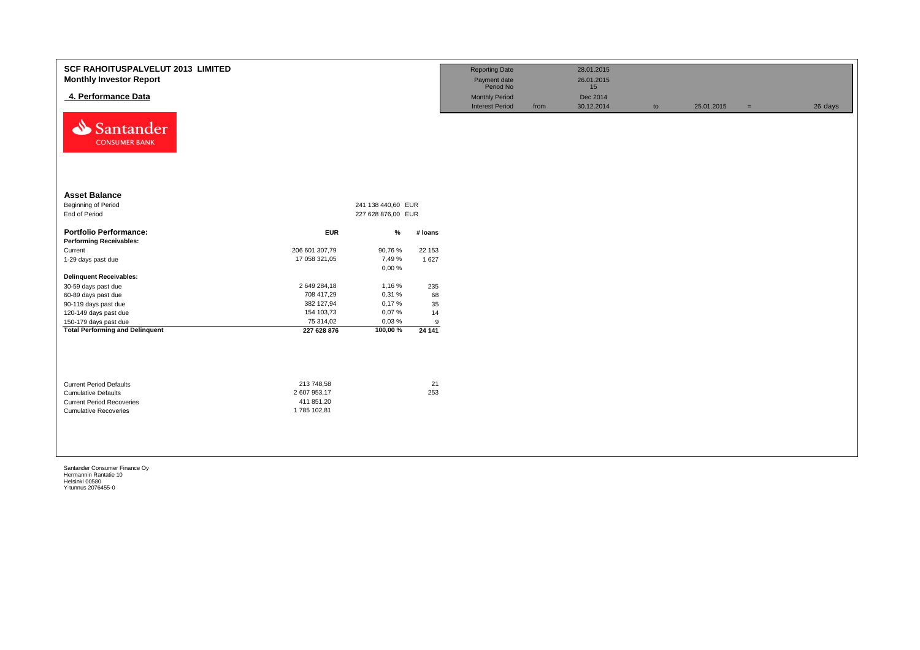# SCF RAHOITUSPALVELUT 2013 LIMITED
## Monthly Investor Report

### 4. Performance Data

| | | | | | |
|---|---|---|---|---|---|
| Reporting Date | | 28.01.2015 | | | |
| Payment date | | 26.01.2015 | | | |
| Period No | | 15 | | | |
| Monthly Period | | Dec 2014 | | | |
| Interest Period | from | 30.12.2014 | to | 25.01.2015 | = 26 days |

**Asset Balance**

| | | |
|---|---|---|
| Beginning of Period | 241 138 440,60 | EUR |
| End of Period | 227 628 876,00 | EUR |

| **Portfolio Performance:** | **EUR** | **%** | **# loans** |
|---|---|---|---|
| **Performing Receivables:** | | | |
| Current | 206 601 307,79 | 90,76 % | 22 153 |
| 1-29 days past due | 17 058 321,05 | 7,49 % | 1 627 |
| | | 0,00 % | |
| **Delinquent Receivables:** | | | |
| 30-59 days past due | 2 649 284,18 | 1,16 % | 235 |
| 60-89 days past due | 708 417,29 | 0,31 % | 68 |
| 90-119 days past due | 382 127,94 | 0,17 % | 35 |
| 120-149 days past due | 154 103,73 | 0,07 % | 14 |
| 150-179 days past due | 75 314,02 | 0,03 % | 9 |
| **Total Performing and Delinquent** | **227 628 876** | **100,00 %** | **24 141** |

| | | |
|---|---|---|
| Current Period Defaults | 213 748,58 | 21 |
| Cumulative Defaults | 2 607 953,17 | 253 |
| Current Period Recoveries | 411 851,20 | |
| Cumulative Recoveries | 1 785 102,81 | |

Santander Consumer Finance Oy
Hermannin Rantatie 10
Helsinki 00580
Y-tunnus 2076455-0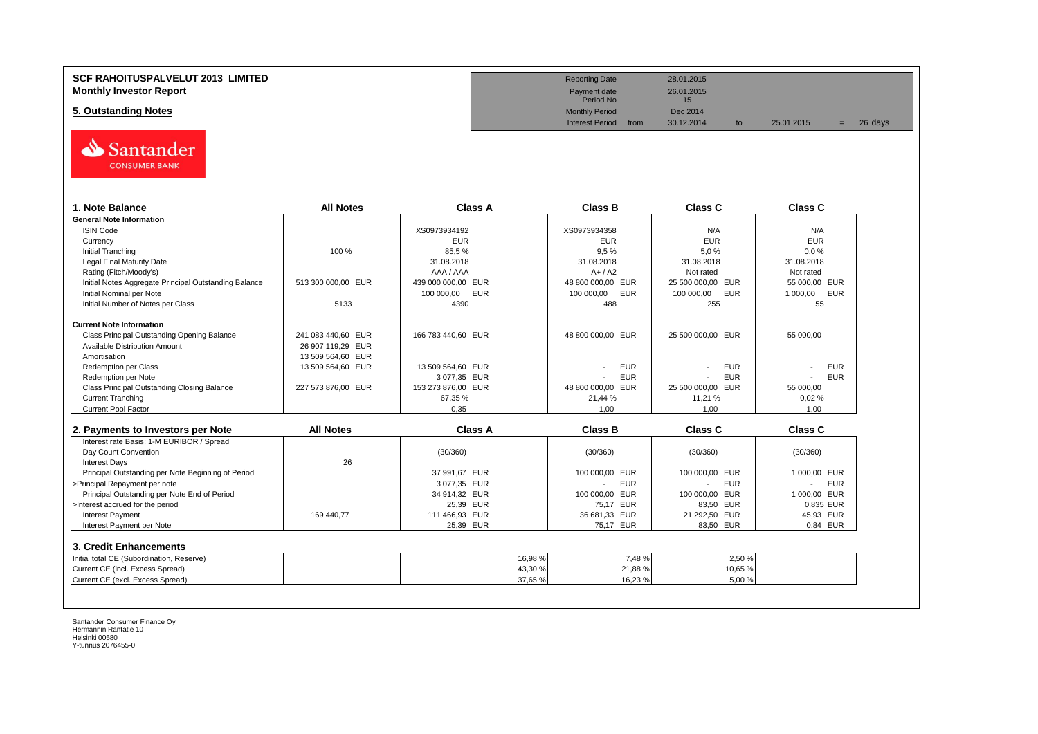# SCF RAHOITUSPALVELUT 2013 LIMITED
## Monthly Investor Report

## 5. Outstanding Notes

| | | | | | |
|---|---|---|---|---|---|
| Reporting Date | | 28.01.2015 | | | |
| Payment date | | 26.01.2015 | | | |
| Period No | | 15 | | | |
| Monthly Period | | Dec 2014 | | | |
| Interest Period | from | 30.12.2014 | to | 25.01.2015 | = 26 days |

| 1. Note Balance | All Notes | Class A | Class B | Class C | Class C |
|---|---|---|---|---|---|
| **General Note Information** | | | | | |
| ISIN Code | | XS0973934192 | XS0973934358 | N/A | N/A |
| Currency | | EUR | EUR | EUR | EUR |
| Initial Tranching | 100 % | 85,5 % | 9,5 % | 5,0 % | 0,0 % |
| Legal Final Maturity Date | | 31.08.2018 | 31.08.2018 | 31.08.2018 | 31.08.2018 |
| Rating (Fitch/Moody's) | | AAA / AAA | A+ / A2 | Not rated | Not rated |
| Initial Notes Aggregate Principal Outstanding Balance | 513 300 000,00 EUR | 439 000 000,00 EUR | 48 800 000,00 EUR | 25 500 000,00 EUR | 55 000,00 EUR |
| Initial Nominal per Note | | 100 000,00 EUR | 100 000,00 EUR | 100 000,00 EUR | 1 000,00 EUR |
| Initial Number of Notes per Class | 5133 | 4390 | 488 | 255 | 55 |
| **Current Note Information** | | | | | |
| Class Principal Outstanding Opening Balance | 241 083 440,60 EUR | 166 783 440,60 EUR | 48 800 000,00 EUR | 25 500 000,00 EUR | 55 000,00 |
| Available Distribution Amount | 26 907 119,29 EUR | | | | |
| Amortisation | 13 509 564,60 EUR | | | | |
| Redemption per Class | 13 509 564,60 EUR | 13 509 564,60 EUR | - EUR | - EUR | - EUR |
| Redemption per Note | | 3 077,35 EUR | - EUR | - EUR | - EUR |
| Class Principal Outstanding Closing Balance | 227 573 876,00 EUR | 153 273 876,00 EUR | 48 800 000,00 EUR | 25 500 000,00 EUR | 55 000,00 |
| Current Tranching | | 67,35 % | 21,44 % | 11,21 % | 0,02 % |
| Current Pool Factor | | 0,35 | 1,00 | 1,00 | 1,00 |

| 2. Payments to Investors per Note | All Notes | Class A | Class B | Class C | Class C |
|---|---|---|---|---|---|
| Interest rate Basis: 1-M EURIBOR / Spread | | | | | |
| Day Count Convention | | (30/360) | (30/360) | (30/360) | (30/360) |
| Interest Days | 26 | | | | |
| Principal Outstanding per Note Beginning of Period | | 37 991,67 EUR | 100 000,00 EUR | 100 000,00 EUR | 1 000,00 EUR |
| >Principal Repayment per note | | 3 077,35 EUR | - EUR | - EUR | - EUR |
| Principal Outstanding per Note End of Period | | 34 914,32 EUR | 100 000,00 EUR | 100 000,00 EUR | 1 000,00 EUR |
| >Interest accrued for the period | | 25,39 EUR | 75,17 EUR | 83,50 EUR | 0,835 EUR |
| Interest Payment | 169 440,77 | 111 466,93 EUR | 36 681,33 EUR | 21 292,50 EUR | 45,93 EUR |
| Interest Payment per Note | | 25,39 EUR | 75,17 EUR | 83,50 EUR | 0,84 EUR |

| 3. Credit Enhancements | | | | | |
|---|---|---|---|---|---|
| Initial total CE (Subordination, Reserve) | | 16,98 % | 7,48 % | 2,50 % | |
| Current CE (incl. Excess Spread) | | 43,30 % | 21,88 % | 10,65 % | |
| Current CE (excl. Excess Spread) | | 37,65 % | 16,23 % | 5,00 % | |

Santander Consumer Finance Oy
Hermannin Rantatie 10
Helsinki 00580
Y-tunnus 2076455-0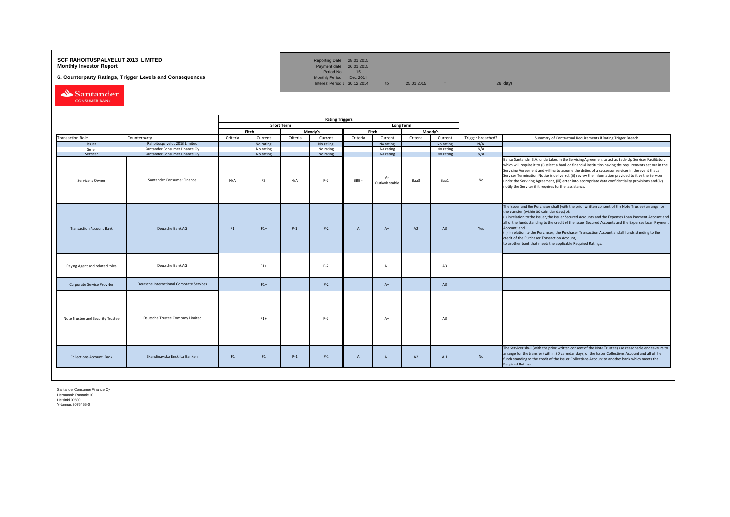# SCF RAHOITUSPALVELUT 2013 LIMITED
**Monthly Investor Report**

**6. Counterparty Ratings, Trigger Levels and Consequences**

| | | | | |
|---|---|---|---|---|
| Reporting Date | 28.01.2015 | | | |
| Payment date | 26.01.2015 | | | |
| Period No | 15 | | | |
| Monthly Period | Dec 2014 | | | |
| Interest Period : | 30.12.2014 | to | 25.01.2015 | = 26 days |

| | | Rating Triggers | | | | | | | | | |
|---|---|---|---|---|---|---|---|---|---|---|---|
| | | Short Term | | | | Long Term | | | | | |
| | | Fitch | | Moody's | | Fitch | | Moody's | | | |
| Transaction Role | Counterparty | Criteria | Current | Criteria | Current | Criteria | Current | Criteria | Current | Trigger breached? | Summary of Contractual Requirements if Rating Trigger Breach |
| Issuer | Rahoituspalvelut 2013 Limited | | No rating | | No rating | | No rating | | No rating | N/A | |
| Seller | Santander Consumer Finance Oy | | No rating | | No rating | | No rating | | No rating | N/A | |
| Servicer | Santander Consumer Finance Oy | | No rating | | No rating | | No rating | | No rating | N/A | |
| Servicer's Owner | Santander Consumer Finance | N/A | F2 | N/A | P-2 | BBB - | A- Outlook stable | Baa3 | Baa1 | No | Banco Santander S.A. undertakes in the Servicing Agreement to act as Back-Up Servicer Facilitator, which will require it to (i) select a bank or financial institution having the requirements set out in the Servicing Agreement and willing to assume the duties of a successor servicer in the event that a Servicer Termination Notice is delivered, (ii) review the information provided to it by the Servicer under the Servicing Agreement, (iii) enter into appropriate data confidentiality provisions and (iv) notify the Servicer if it requires further assistance. |
| Transaction Account Bank | Deutsche Bank AG | F1 | F1+ | P-1 | P-2 | A | A+ | A2 | A3 | Yes | The Issuer and the Purchaser shall (with the prior written consent of the Note Trustee) arrange for the transfer (within 30 calendar days) of: (i) in relation to the Issuer, the Issuer Secured Accounts and the Expenses Loan Payment Account and all of the funds standing to the credit of the Issuer Secured Accounts and the Expenses Loan Payment Account; and (ii) in relation to the Purchaser, the Purchaser Transaction Account and all funds standing to the credit of the Purchaser Transaction Account, to another bank that meets the applicable Required Ratings. |
| Paying Agent and related roles | Deutsche Bank AG | | F1+ | | P-2 | | A+ | | A3 | | |
| Corporate Service Provider | Deutsche International Corporate Services | | F1+ | | P-2 | | A+ | | A3 | | |
| Note Trustee and Security Trustee | Deutsche Trustee Company Limited | | F1+ | | P-2 | | A+ | | A3 | | |
| Collections Account Bank | Skandinaviska Enskilda Banken | F1 | F1 | P-1 | P-1 | A | A+ | A2 | A 1 | No | The Servicer shall (with the prior written consent of the Note Trustee) use reasonable endeavours to arrange for the transfer (within 30 calendar days) of the Issuer Collections Account and all of the funds standing to the credit of the Issuer Collections Account to another bank which meets the Required Ratings. |

Santander Consumer Finance Oy
Hermannin Rantatie 10
Helsinki 00580
Y-tunnus 2076455-0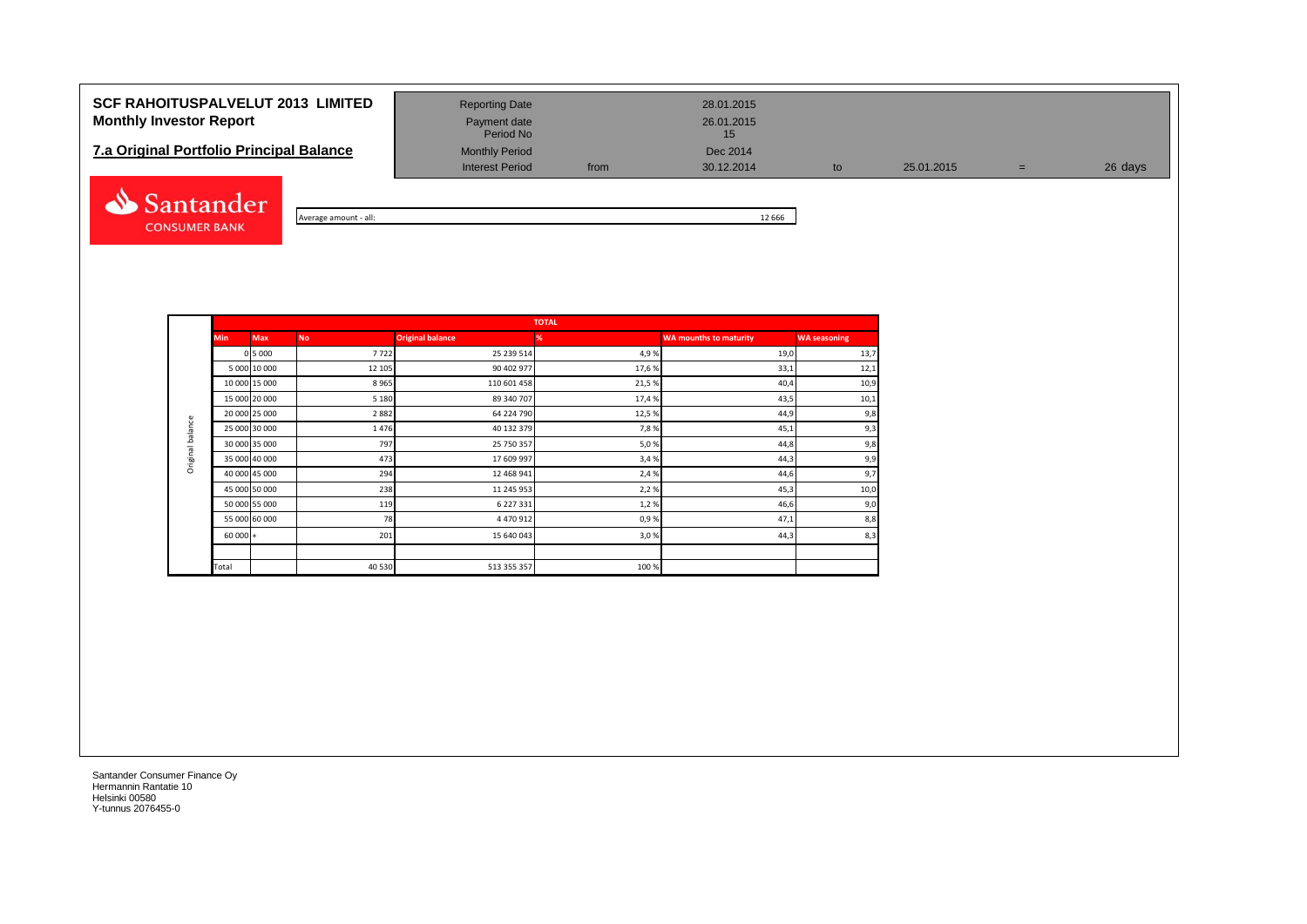# SCF RAHOITUSPALVELUT 2013 LIMITED
## Monthly Investor Report

## 7.a Original Portfolio Principal Balance

| | | | | | | |
|---|---|---|---|---|---|---|
| Reporting Date | | 28.01.2015 | | | | |
| Payment date | | 26.01.2015 | | | | |
| Period No | | 15 | | | | |
| Monthly Period | | Dec 2014 | | | | |
| Interest Period | from | 30.12.2014 | to | 25.01.2015 | = | 26 days |

Average amount - all: 12 666

| | TOTAL | | | | | | |
|---|---|---|---|---|---|---|---|
| | Min | Max | No | Original balance | % | WA mounths to maturity | WA seasoning |
| Original balance | 0 | 5 000 | 7 722 | 25 239 514 | 4,9 % | 19,0 | 13,7 |
| | 5 000 | 10 000 | 12 105 | 90 402 977 | 17,6 % | 33,1 | 12,1 |
| | 10 000 | 15 000 | 8 965 | 110 601 458 | 21,5 % | 40,4 | 10,9 |
| | 15 000 | 20 000 | 5 180 | 89 340 707 | 17,4 % | 43,5 | 10,1 |
| | 20 000 | 25 000 | 2 882 | 64 224 790 | 12,5 % | 44,9 | 9,8 |
| | 25 000 | 30 000 | 1 476 | 40 132 379 | 7,8 % | 45,1 | 9,3 |
| | 30 000 | 35 000 | 797 | 25 750 357 | 5,0 % | 44,8 | 9,8 |
| | 35 000 | 40 000 | 473 | 17 609 997 | 3,4 % | 44,3 | 9,9 |
| | 40 000 | 45 000 | 294 | 12 468 941 | 2,4 % | 44,6 | 9,7 |
| | 45 000 | 50 000 | 238 | 11 245 953 | 2,2 % | 45,3 | 10,0 |
| | 50 000 | 55 000 | 119 | 6 227 331 | 1,2 % | 46,6 | 9,0 |
| | 55 000 | 60 000 | 78 | 4 470 912 | 0,9 % | 47,1 | 8,8 |
| | 60 000 | + | 201 | 15 640 043 | 3,0 % | 44,3 | 8,3 |
| | | | | | | | |
| | Total | | 40 530 | 513 355 357 | 100 % | | |

Santander Consumer Finance Oy
Hermannin Rantatie 10
Helsinki 00580
Y-tunnus 2076455-0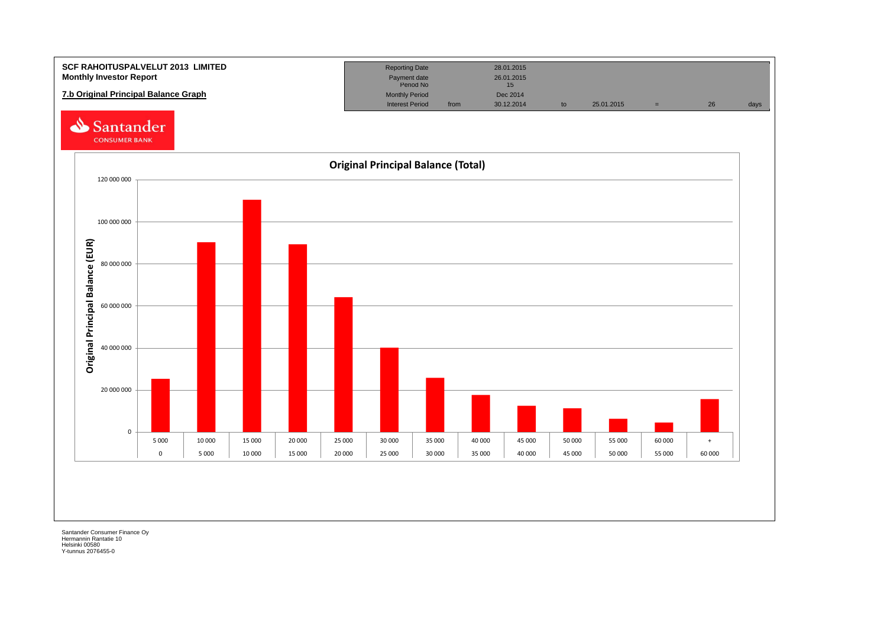**SCF RAHOITUSPALVELUT 2013 LIMITED**
**Monthly Investor Report**

**7.b Original Principal Balance Graph**

| Reporting Date | | 28.01.2015 | | | | | |
|---|---|---|---|---|---|---|---|
| Payment date | | 26.01.2015 | | | | | |
| Period No | | 15 | | | | | |
| Monthly Period | | Dec 2014 | | | | | |
| Interest Period | from | 30.12.2014 | to | 25.01.2015 | = | 26 | days |

Santander CONSUMER BANK

## Original Principal Balance (Total)

Original Principal Balance (EUR)

| 5 000 | 10 000 | 15 000 | 20 000 | 25 000 | 30 000 | 35 000 | 40 000 | 45 000 | 50 000 | 55 000 | 60 000 | + |
|---|---|---|---|---|---|---|---|---|---|---|---|---|
| 0 | 5 000 | 10 000 | 15 000 | 20 000 | 25 000 | 30 000 | 35 000 | 40 000 | 45 000 | 50 000 | 55 000 | 60 000 |

Santander Consumer Finance Oy
Hermannin Rantatie 10
Helsinki 00580
Y-tunnus 2076455-0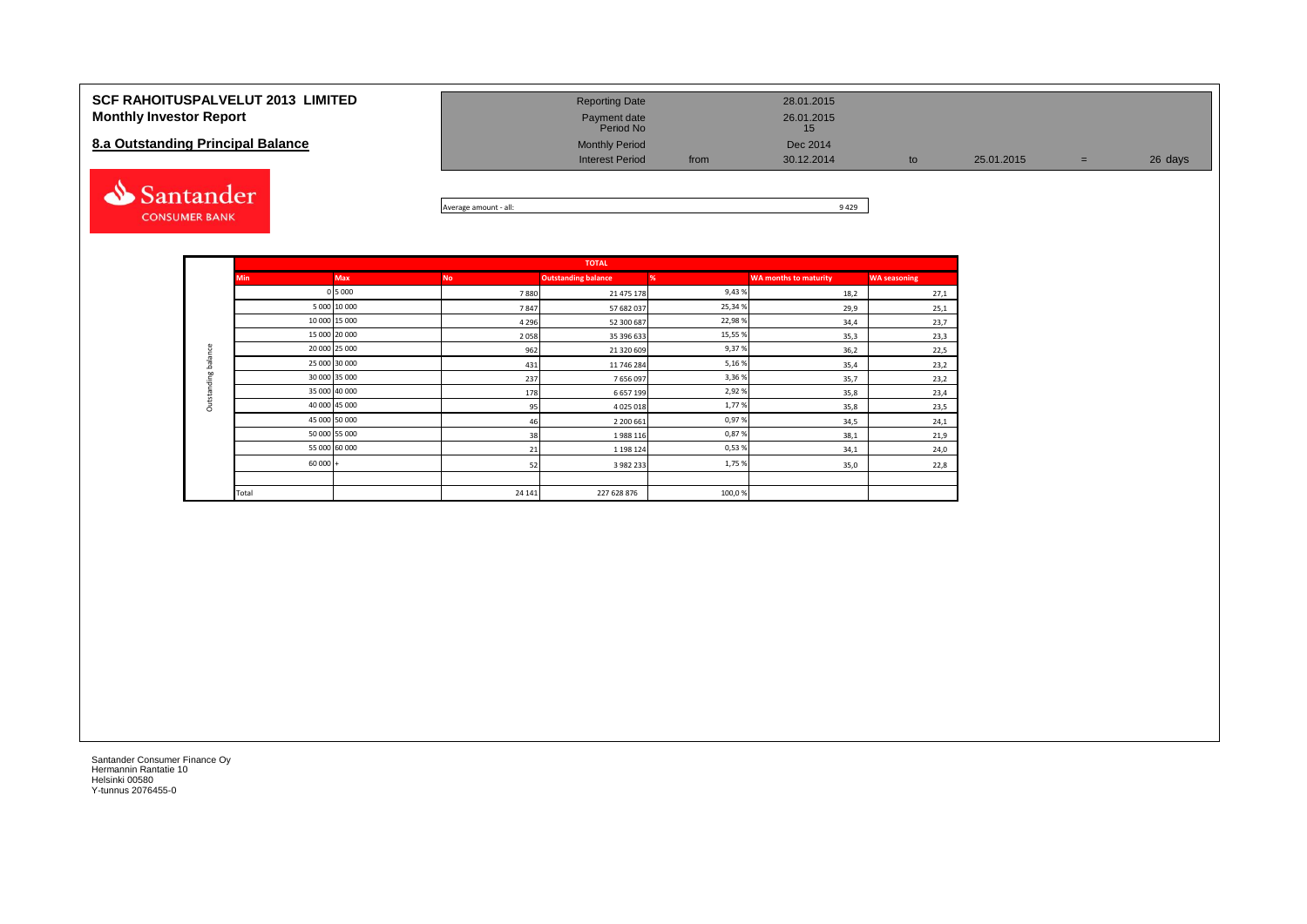# SCF RAHOITUSPALVELUT 2013 LIMITED
## Monthly Investor Report

## 8.a Outstanding Principal Balance

| | | | | | | |
|---|---|---|---|---|---|---|
| Reporting Date | | 28.01.2015 | | | | |
| Payment date | | 26.01.2015 | | | | |
| Period No | | 15 | | | | |
| Monthly Period | | Dec 2014 | | | | |
| Interest Period | from | 30.12.2014 | to | 25.01.2015 | = | 26 days |

Average amount - all: 9 429

| | TOTAL | | | | | | |
|---|---|---|---|---|---|---|---|
| | **Min** | **Max** | **No** | **Outstanding balance** | **%** | **WA months to maturity** | **WA seasoning** |
| Outstanding balance | 0 | 5 000 | 7 880 | 21 475 178 | 9,43 % | 18,2 | 27,1 |
| | 5 000 | 10 000 | 7 847 | 57 682 037 | 25,34 % | 29,9 | 25,1 |
| | 10 000 | 15 000 | 4 296 | 52 300 687 | 22,98 % | 34,4 | 23,7 |
| | 15 000 | 20 000 | 2 058 | 35 396 633 | 15,55 % | 35,3 | 23,3 |
| | 20 000 | 25 000 | 962 | 21 320 609 | 9,37 % | 36,2 | 22,5 |
| | 25 000 | 30 000 | 431 | 11 746 284 | 5,16 % | 35,4 | 23,2 |
| | 30 000 | 35 000 | 237 | 7 656 097 | 3,36 % | 35,7 | 23,2 |
| | 35 000 | 40 000 | 178 | 6 657 199 | 2,92 % | 35,8 | 23,4 |
| | 40 000 | 45 000 | 95 | 4 025 018 | 1,77 % | 35,8 | 23,5 |
| | 45 000 | 50 000 | 46 | 2 200 661 | 0,97 % | 34,5 | 24,1 |
| | 50 000 | 55 000 | 38 | 1 988 116 | 0,87 % | 38,1 | 21,9 |
| | 55 000 | 60 000 | 21 | 1 198 124 | 0,53 % | 34,1 | 24,0 |
| | 60 000 | + | 52 | 3 982 233 | 1,75 % | 35,0 | 22,8 |
| | Total | | 24 141 | 227 628 876 | 100,0 % | | |

Santander Consumer Finance Oy
Hermannin Rantatie 10
Helsinki 00580
Y-tunnus 2076455-0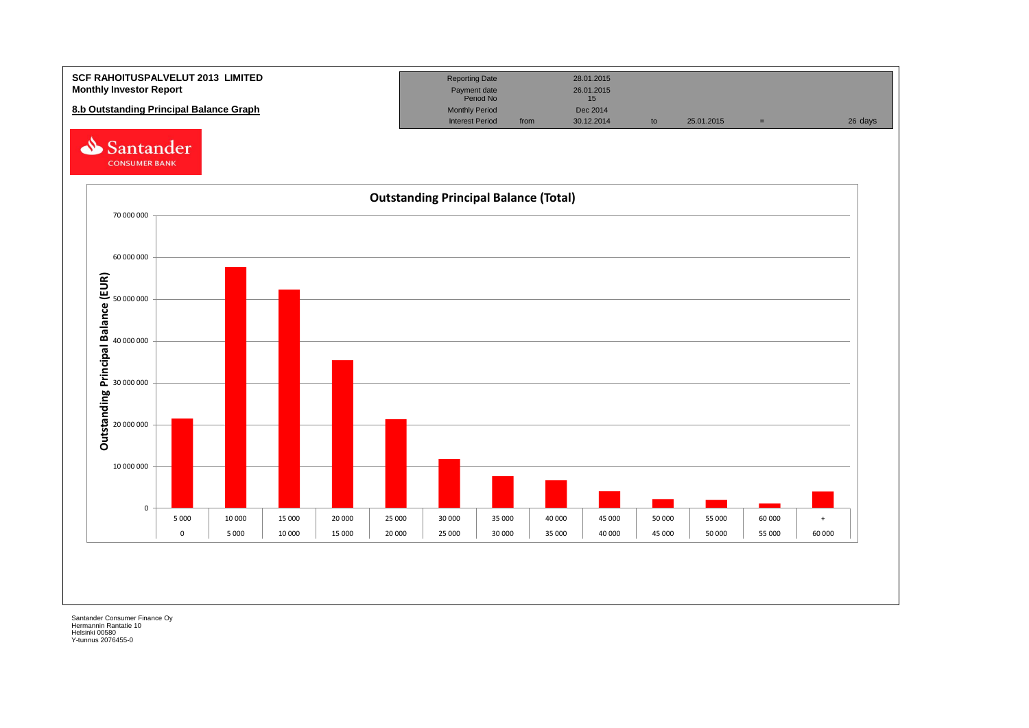**SCF RAHOITUSPALVELUT 2013 LIMITED**
**Monthly Investor Report**

**8.b Outstanding Principal Balance Graph**

| Reporting Date | | 28.01.2015 | | | | |
|---|---|---|---|---|---|---|
| Payment date | | 26.01.2015 | | | | |
| Period No | | 15 | | | | |
| Monthly Period | | Dec 2014 | | | | |
| Interest Period | from | 30.12.2014 | to | 25.01.2015 | = | 26 days |

Santander CONSUMER BANK

**Outstanding Principal Balance (Total)**

Outstanding Principal Balance (EUR)

70 000 000
60 000 000
50 000 000
40 000 000
30 000 000
20 000 000
10 000 000
0

| 5 000 | 10 000 | 15 000 | 20 000 | 25 000 | 30 000 | 35 000 | 40 000 | 45 000 | 50 000 | 55 000 | 60 000 | + |
|---|---|---|---|---|---|---|---|---|---|---|---|---|
| 0 | 5 000 | 10 000 | 15 000 | 20 000 | 25 000 | 30 000 | 35 000 | 40 000 | 45 000 | 50 000 | 55 000 | 60 000 |

Santander Consumer Finance Oy
Hermannin Rantatie 10
Helsinki 00580
Y-tunnus 2076455-0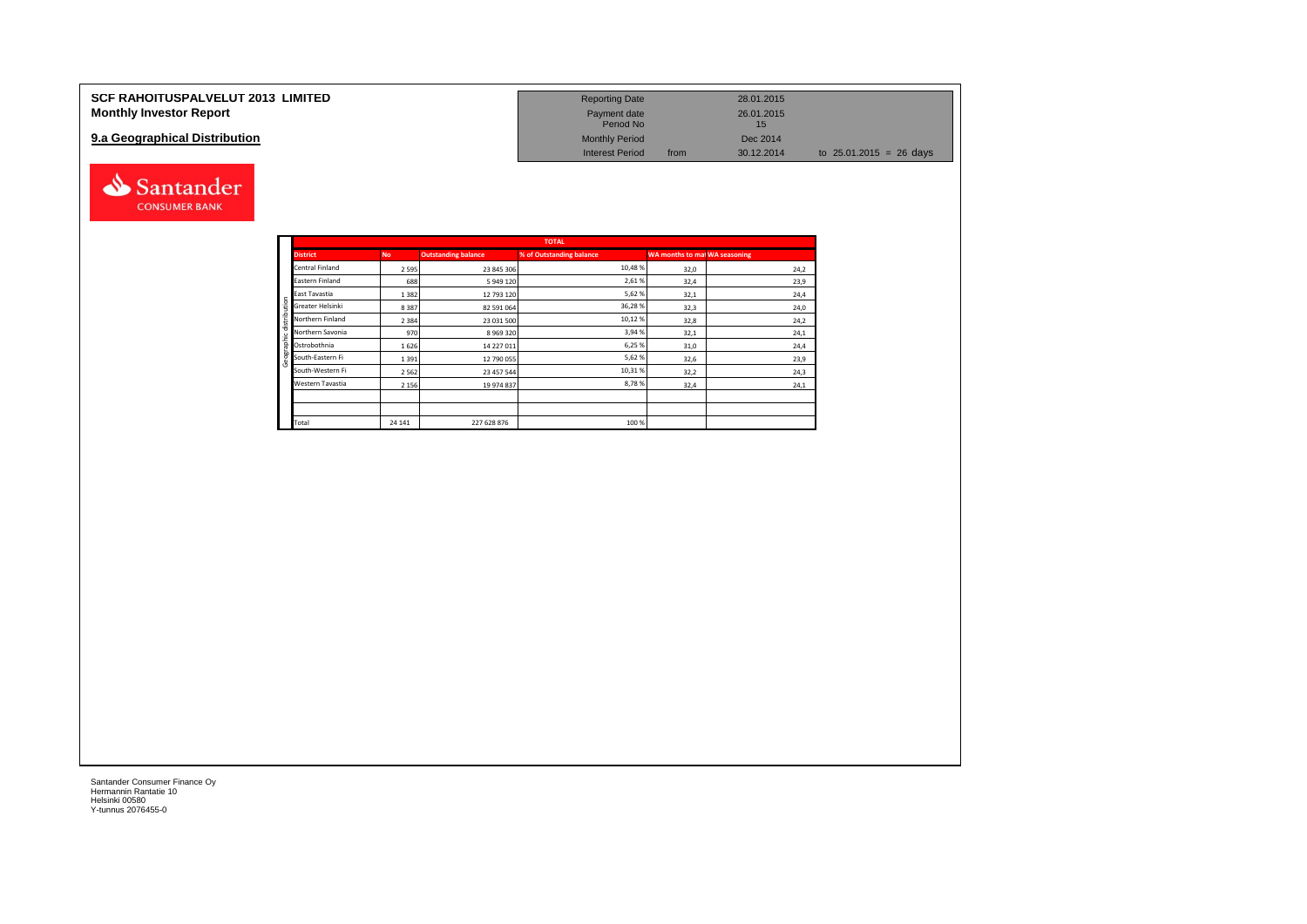# SCF RAHOITUSPALVELUT 2013 LIMITED
## Monthly Investor Report

## 9.a Geographical Distribution

| | | | | |
|---|---|---|---|---|
| Reporting Date | | 28.01.2015 | | |
| Payment date | | 26.01.2015 | | |
| Period No | | 15 | | |
| Monthly Period | | Dec 2014 | | |
| Interest Period | from | 30.12.2014 | to 25.01.2015 = 26 days | |

| | TOTAL | | | | |
|---|---|---|---|---|---|
| District | No | Outstanding balance | % of Outstanding balance | WA months to mat | WA seasoning |
| Central Finland | 2 595 | 23 845 306 | 10,48 % | 32,0 | 24,2 |
| Eastern Finland | 688 | 5 949 120 | 2,61 % | 32,4 | 23,9 |
| East Tavastia | 1 382 | 12 793 120 | 5,62 % | 32,1 | 24,4 |
| Greater Helsinki | 8 387 | 82 591 064 | 36,28 % | 32,3 | 24,0 |
| Northern Finland | 2 384 | 23 031 500 | 10,12 % | 32,8 | 24,2 |
| Northern Savonia | 970 | 8 969 320 | 3,94 % | 32,1 | 24,1 |
| Ostrobothnia | 1 626 | 14 227 011 | 6,25 % | 31,0 | 24,4 |
| South-Eastern Fi | 1 391 | 12 790 055 | 5,62 % | 32,6 | 23,9 |
| South-Western Fi | 2 562 | 23 457 544 | 10,31 % | 32,2 | 24,3 |
| Western Tavastia | 2 156 | 19 974 837 | 8,78 % | 32,4 | 24,1 |
| | | | | | |
| | | | | | |
| Total | 24 141 | 227 628 876 | 100 % | | |

Santander Consumer Finance Oy
Hermannin Rantatie 10
Helsinki 00580
Y-tunnus 2076455-0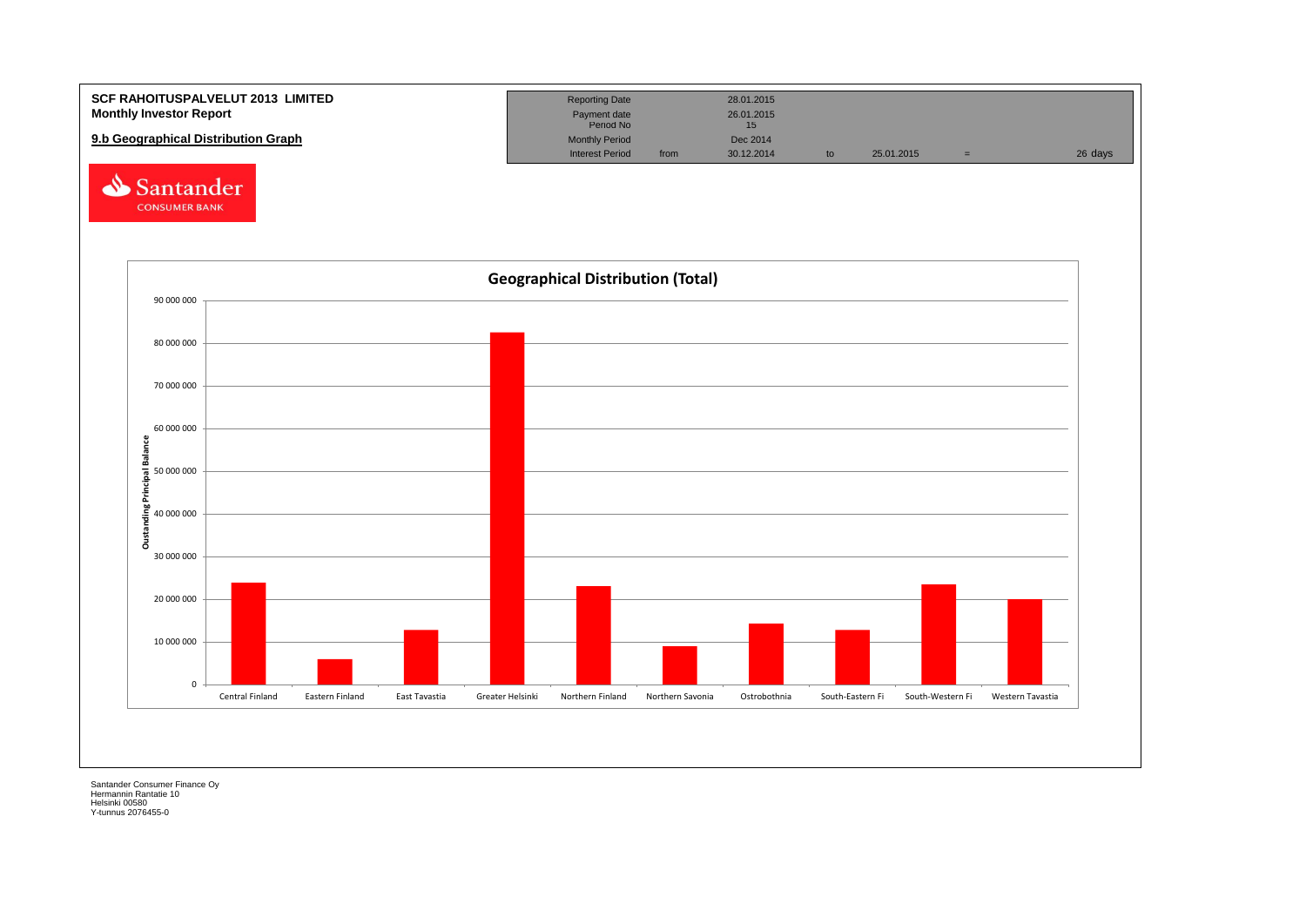**SCF RAHOITUSPALVELUT 2013 LIMITED**
**Monthly Investor Report**

**9.b Geographical Distribution Graph**

| | | | | | | |
|---|---|---|---|---|---|---|
| Reporting Date | | 28.01.2015 | | | | |
| Payment date | | 26.01.2015 | | | | |
| Period No | | 15 | | | | |
| Monthly Period | | Dec 2014 | | | | |
| Interest Period | from | 30.12.2014 | to | 25.01.2015 | = | 26 days |

Santander CONSUMER BANK

**Geographical Distribution (Total)**

Oustanding Principal Balance

Central Finland, Eastern Finland, East Tavastia, Greater Helsinki, Northern Finland, Northern Savonia, Ostrobothnia, South-Eastern Fi, South-Western Fi, Western Tavastia

Santander Consumer Finance Oy
Hermannin Rantatie 10
Helsinki 00580
Y-tunnus 2076455-0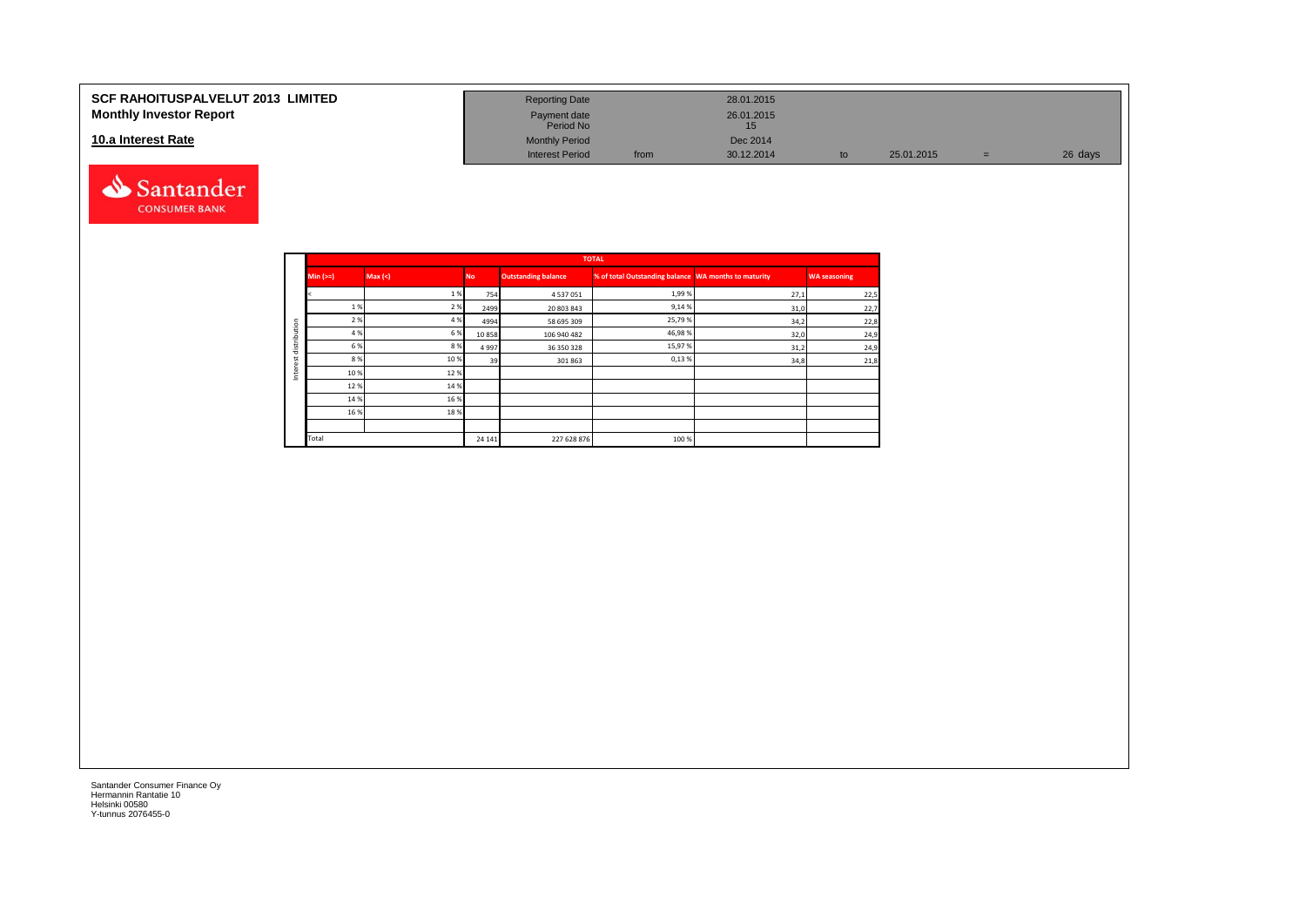# SCF RAHOITUSPALVELUT 2013 LIMITED
## Monthly Investor Report

## 10.a Interest Rate

| | | | | | | |
|---|---|---|---|---|---|---|
| Reporting Date | | 28.01.2015 | | | | |
| Payment date | | 26.01.2015 | | | | |
| Period No | | 15 | | | | |
| Monthly Period | | Dec 2014 | | | | |
| Interest Period | from | 30.12.2014 | to | 25.01.2015 | = | 26 days |

| | TOTAL | | | | | | |
|---|---|---|---|---|---|---|---|
| | Min (>=) | Max (<) | No | Outstanding balance | % of total Outstanding balance | WA months to maturity | WA seasoning |
| Interest distribution | < | 1 % | 754 | 4 537 051 | 1,99 % | 27,1 | 22,5 |
| | 1 % | 2 % | 2499 | 20 803 843 | 9,14 % | 31,0 | 22,7 |
| | 2 % | 4 % | 4994 | 58 695 309 | 25,79 % | 34,2 | 22,8 |
| | 4 % | 6 % | 10 858 | 106 940 482 | 46,98 % | 32,0 | 24,9 |
| | 6 % | 8 % | 4 997 | 36 350 328 | 15,97 % | 31,2 | 24,9 |
| | 8 % | 10 % | 39 | 301 863 | 0,13 % | 34,8 | 21,8 |
| | 10 % | 12 % | | | | | |
| | 12 % | 14 % | | | | | |
| | 14 % | 16 % | | | | | |
| | 16 % | 18 % | | | | | |
| | | | | | | | |
| | Total | | 24 141 | 227 628 876 | 100 % | | |

Santander Consumer Finance Oy
Hermannin Rantatie 10
Helsinki 00580
Y-tunnus 2076455-0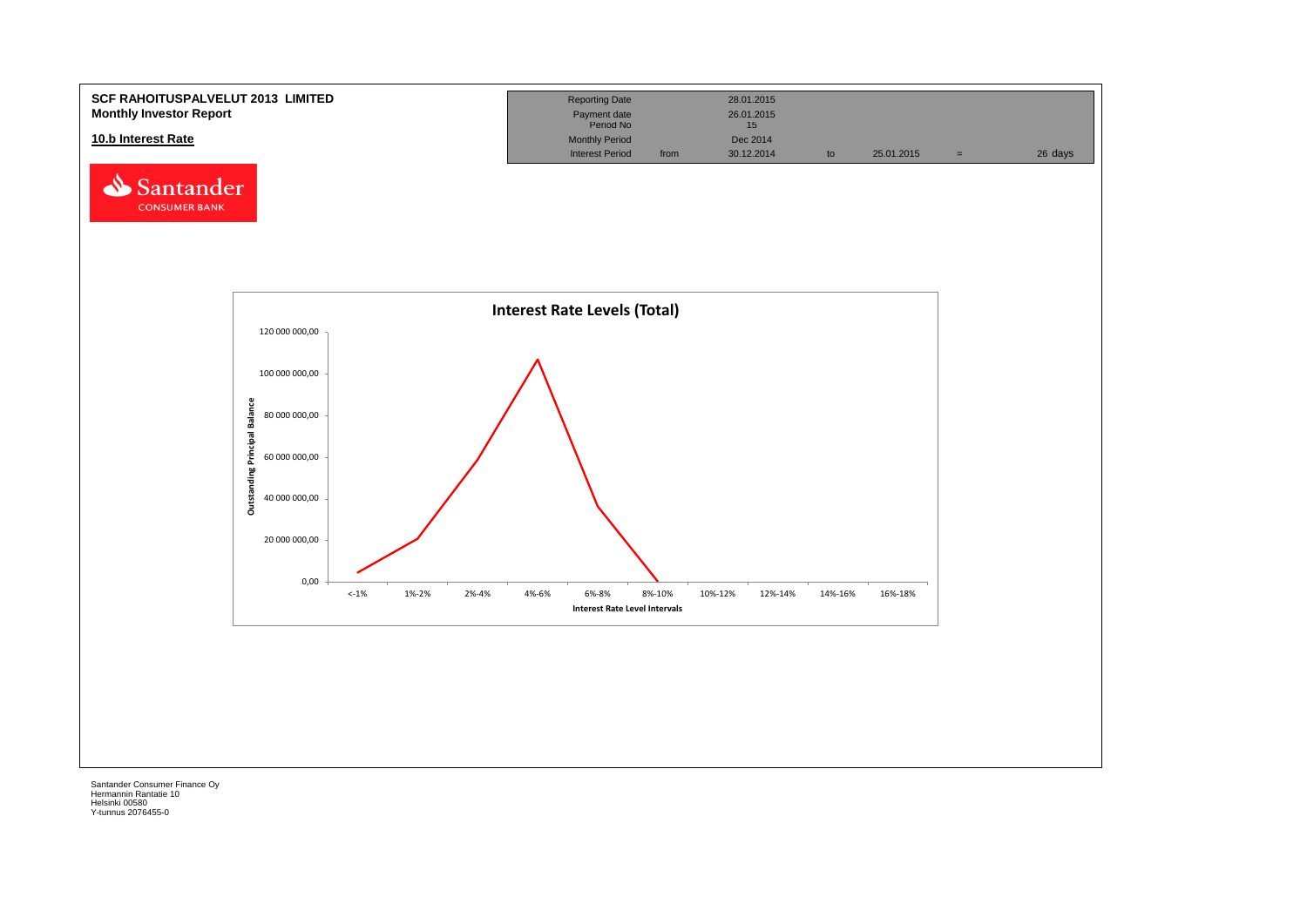**SCF RAHOITUSPALVELUT 2013 LIMITED**
**Monthly Investor Report**

## 10.b Interest Rate

| Reporting Date | | 28.01.2015 | | | | |
|---|---|---|---|---|---|---|
| Payment date | | 26.01.2015 | | | | |
| Period No | | 15 | | | | |
| Monthly Period | | Dec 2014 | | | | |
| Interest Period | from | 30.12.2014 | to | 25.01.2015 | = | 26 days |

**Interest Rate Levels (Total)**

Outstanding Principal Balance: 0,00; 20 000 000,00; 40 000 000,00; 60 000 000,00; 80 000 000,00; 100 000 000,00; 120 000 000,00

Interest Rate Level Intervals: <-1%; 1%-2%; 2%-4%; 4%-6%; 6%-8%; 8%-10%; 10%-12%; 12%-14%; 14%-16%; 16%-18%

Santander Consumer Finance Oy
Hermannin Rantatie 10
Helsinki 00580
Y-tunnus 2076455-0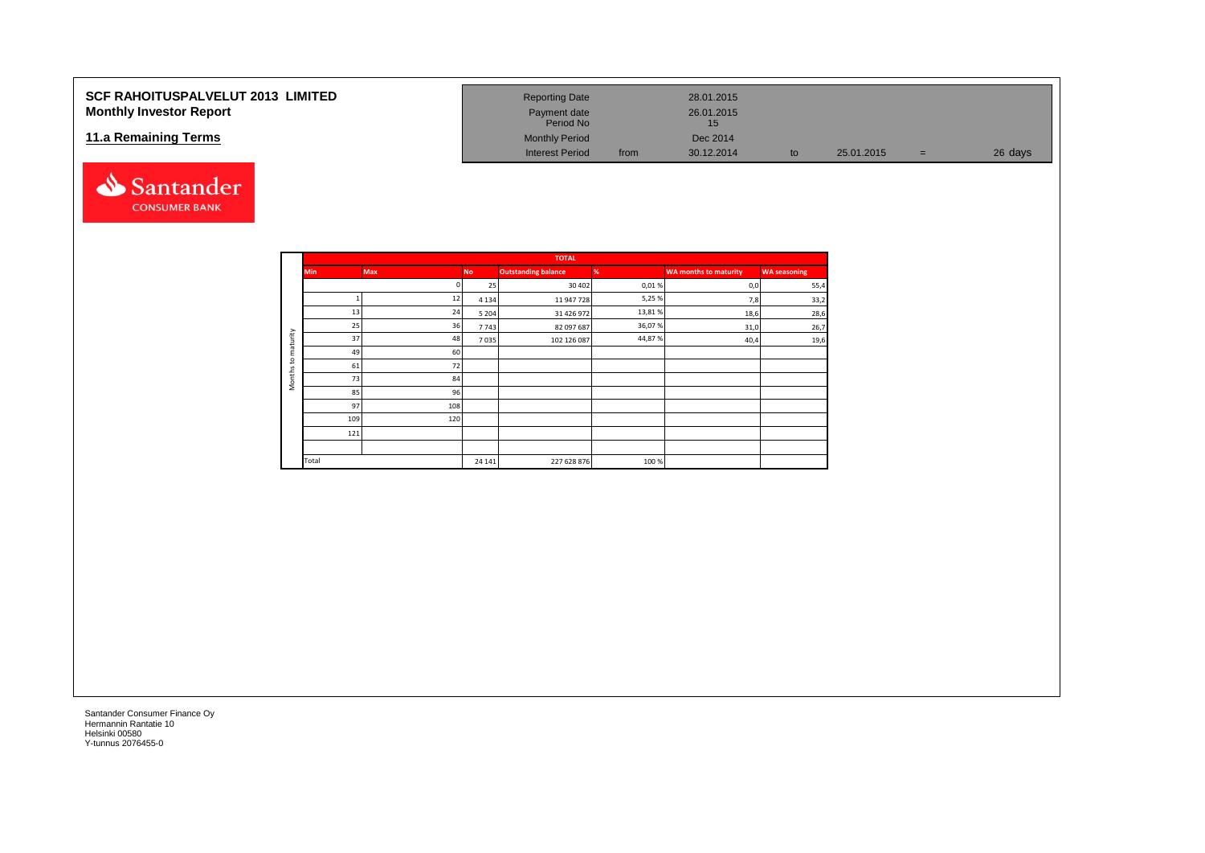**SCF RAHOITUSPALVELUT 2013 LIMITED**
**Monthly Investor Report**

## 11.a Remaining Terms

| | | | | | |
|---|---|---|---|---|---|
| Reporting Date | | 28.01.2015 | | | |
| Payment date | | 26.01.2015 | | | |
| Period No | | 15 | | | |
| Monthly Period | | Dec 2014 | | | |
| Interest Period | from | 30.12.2014 | to | 25.01.2015 | = 26 days |

| | TOTAL | | | | | | |
|---|---|---|---|---|---|---|---|
| | Min | Max | No | Outstanding balance | % | WA months to maturity | WA seasoning |
| Months to maturity | | 0 | 25 | 30 402 | 0,01 % | 0,0 | 55,4 |
| | 1 | 12 | 4 134 | 11 947 728 | 5,25 % | 7,8 | 33,2 |
| | 13 | 24 | 5 204 | 31 426 972 | 13,81 % | 18,6 | 28,6 |
| | 25 | 36 | 7 743 | 82 097 687 | 36,07 % | 31,0 | 26,7 |
| | 37 | 48 | 7 035 | 102 126 087 | 44,87 % | 40,4 | 19,6 |
| | 49 | 60 | | | | | |
| | 61 | 72 | | | | | |
| | 73 | 84 | | | | | |
| | 85 | 96 | | | | | |
| | 97 | 108 | | | | | |
| | 109 | 120 | | | | | |
| | 121 | | | | | | |
| | | | | | | | |
| | Total | | 24 141 | 227 628 876 | 100 % | | |

Santander Consumer Finance Oy
Hermannin Rantatie 10
Helsinki 00580
Y-tunnus 2076455-0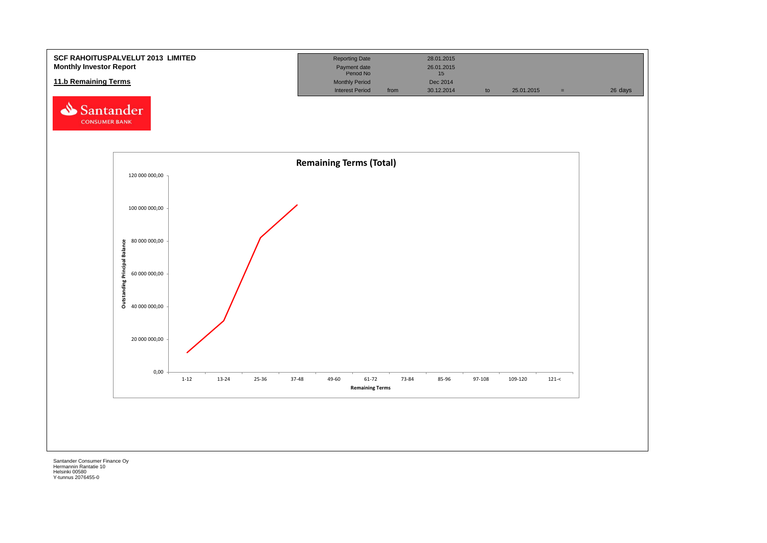**SCF RAHOITUSPALVELUT 2013 LIMITED**
**Monthly Investor Report**

**11.b Remaining Terms**

| Reporting Date | | 28.01.2015 | | | | |
|---|---|---|---|---|---|---|
| Payment date | | 26.01.2015 | | | | |
| Period No | | 15 | | | | |
| Monthly Period | | Dec 2014 | | | | |
| Interest Period | from | 30.12.2014 | to | 25.01.2015 | = | 26 days |

Santander CONSUMER BANK

**Remaining Terms (Total)**

Outstanding Principal Balance: 0,00; 20 000 000,00; 40 000 000,00; 60 000 000,00; 80 000 000,00; 100 000 000,00; 120 000 000,00

Remaining Terms: 1-12; 13-24; 25-36; 37-48; 49-60; 61-72; 73-84; 85-96; 97-108; 109-120; 121-<

Santander Consumer Finance Oy
Hermannin Rantatie 10
Helsinki 00580
Y-tunnus 2076455-0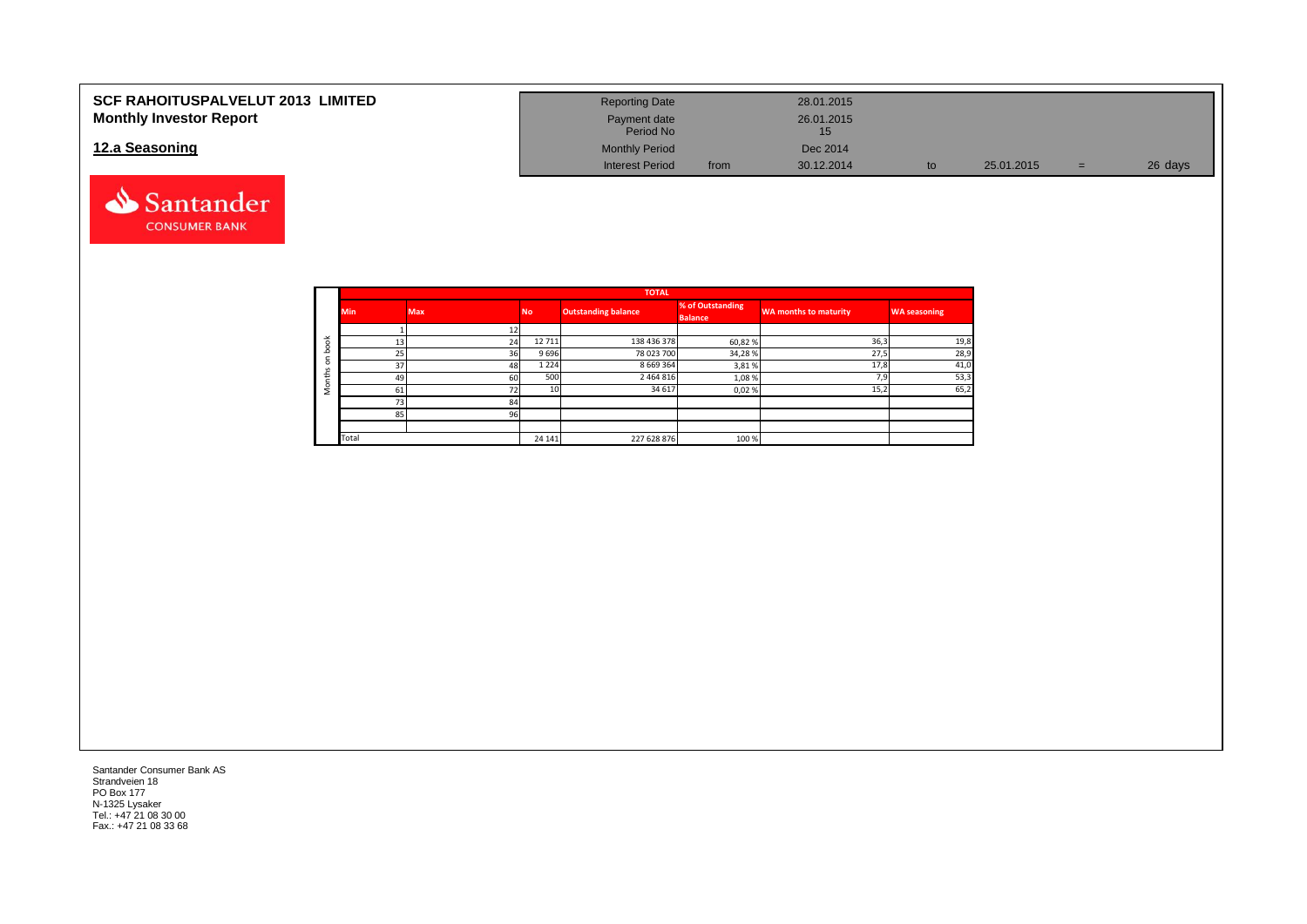# SCF RAHOITUSPALVELUT 2013 LIMITED

## Monthly Investor Report

## 12.a Seasoning

| | | | | | | | |
|---|---|---|---|---|---|---|---|
| Reporting Date | | 28.01.2015 | | | | | |
| Payment date | | 26.01.2015 | | | | | |
| Period No | | 15 | | | | | |
| Monthly Period | | Dec 2014 | | | | | |
| Interest Period | from | 30.12.2014 | to | 25.01.2015 | = | 26 days | |

| | TOTAL | | | | | | |
|---|---|---|---|---|---|---|---|
| | Min | Max | No | Outstanding balance | % of Outstanding Balance | WA months to maturity | WA seasoning |
| Months on book | 1 | 12 | | | | | |
| | 13 | 24 | 12 711 | 138 436 378 | 60,82 % | 36,3 | 19,8 |
| | 25 | 36 | 9 696 | 78 023 700 | 34,28 % | 27,5 | 28,9 |
| | 37 | 48 | 1 224 | 8 669 364 | 3,81 % | 17,8 | 41,0 |
| | 49 | 60 | 500 | 2 464 816 | 1,08 % | 7,9 | 53,3 |
| | 61 | 72 | 10 | 34 617 | 0,02 % | 15,2 | 65,2 |
| | 73 | 84 | | | | | |
| | 85 | 96 | | | | | |
| | | | | | | | |
| | Total | | 24 141 | 227 628 876 | 100 % | | |

Santander Consumer Bank AS
Strandveien 18
PO Box 177
N-1325 Lysaker
Tel.: +47 21 08 30 00
Fax.: +47 21 08 33 68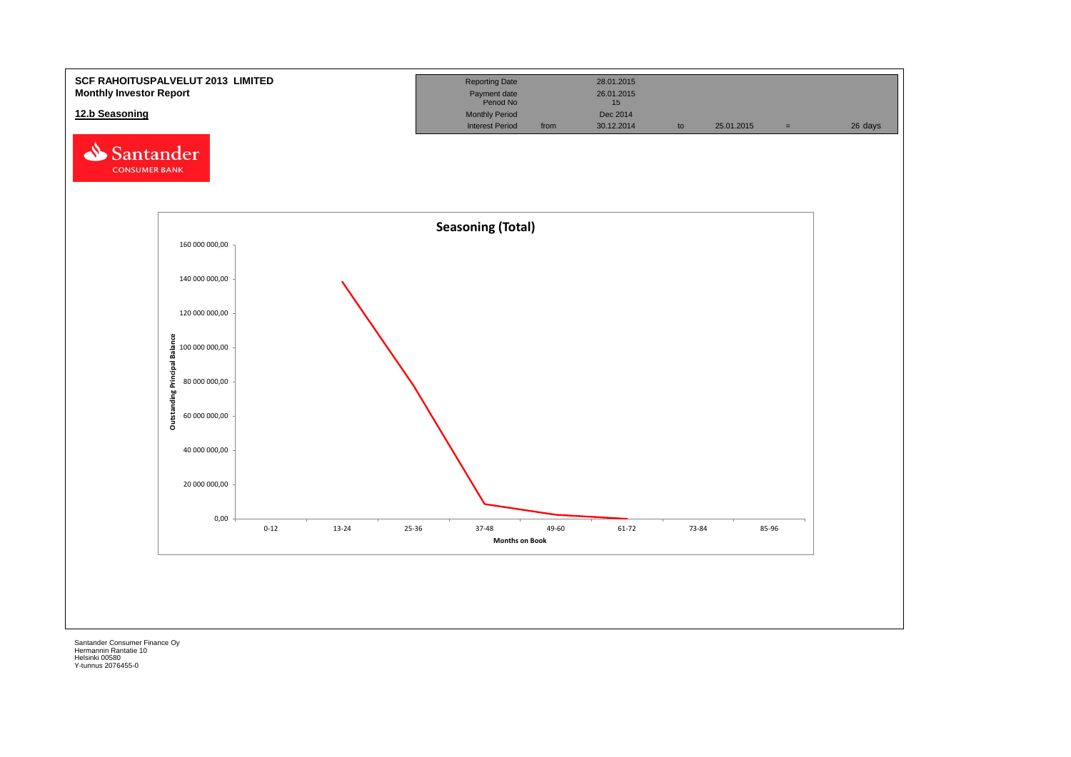**SCF RAHOITUSPALVELUT 2013 LIMITED**
**Monthly Investor Report**

**12.b Seasoning**

| Reporting Date | | 28.01.2015 | | | | |
|---|---|---|---|---|---|---|
| Payment date | | 26.01.2015 | | | | |
| Period No | | 15 | | | | |
| Monthly Period | | Dec 2014 | | | | |
| Interest Period | from | 30.12.2014 | to | 25.01.2015 | = | 26 days |

Santander CONSUMER BANK

**Seasoning (Total)**

Outstanding Principal Balance (y-axis: 0,00 – 160 000 000,00)

Months on Book (x-axis): 0-12, 13-24, 25-36, 37-48, 49-60, 61-72, 73-84, 85-96

Santander Consumer Finance Oy
Hermannin Rantatie 10
Helsinki 00580
Y-tunnus 2076455-0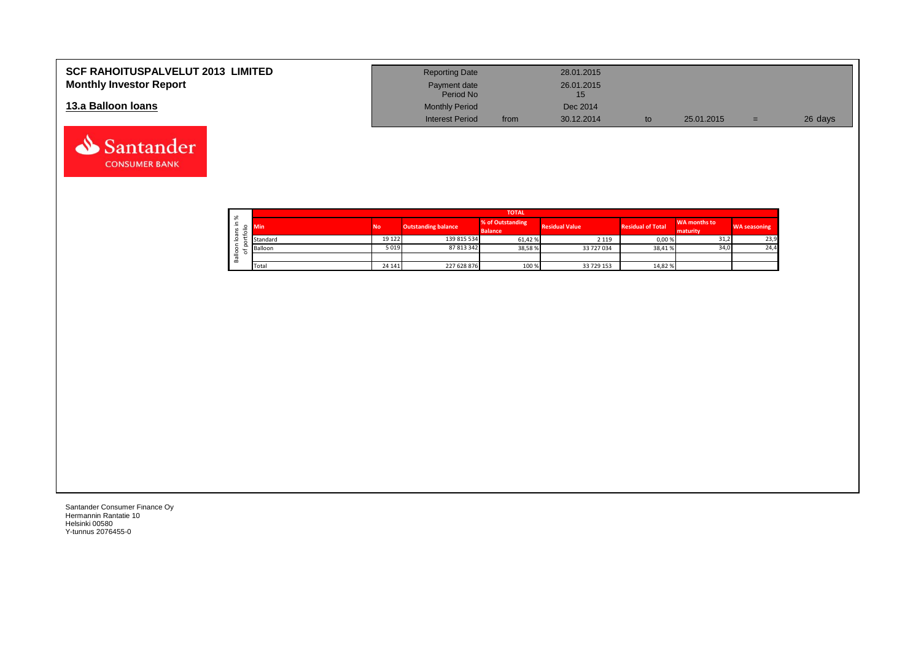# SCF RAHOITUSPALVELUT 2013 LIMITED
## Monthly Investor Report

## 13.a Balloon loans

| Reporting Date | | 28.01.2015 | | | | |
|---|---|---|---|---|---|---|
| Payment date Period No | | 26.01.2015 15 | | | | |
| Monthly Period | | Dec 2014 | | | | |
| Interest Period | from | 30.12.2014 | to | 25.01.2015 | = | 26 days |

Balloon loans in % of portfolio

| TOTAL | | | | | | | |
|---|---|---|---|---|---|---|---|
| Min | No | Outstanding balance | % of Outstanding Balance | Residual Value | Residual of Total | WA months to maturity | WA seasoning |
| Standard | 19 122 | 139 815 534 | 61,42 % | 2 119 | 0,00 % | 31,2 | 23,9 |
| Balloon | 5 019 | 87 813 342 | 38,58 % | 33 727 034 | 38,41 % | 34,0 | 24,4 |
| | | | | | | | |
| Total | 24 141 | 227 628 876 | 100 % | 33 729 153 | 14,82 % | | |

Santander Consumer Finance Oy
Hermannin Rantatie 10
Helsinki 00580
Y-tunnus 2076455-0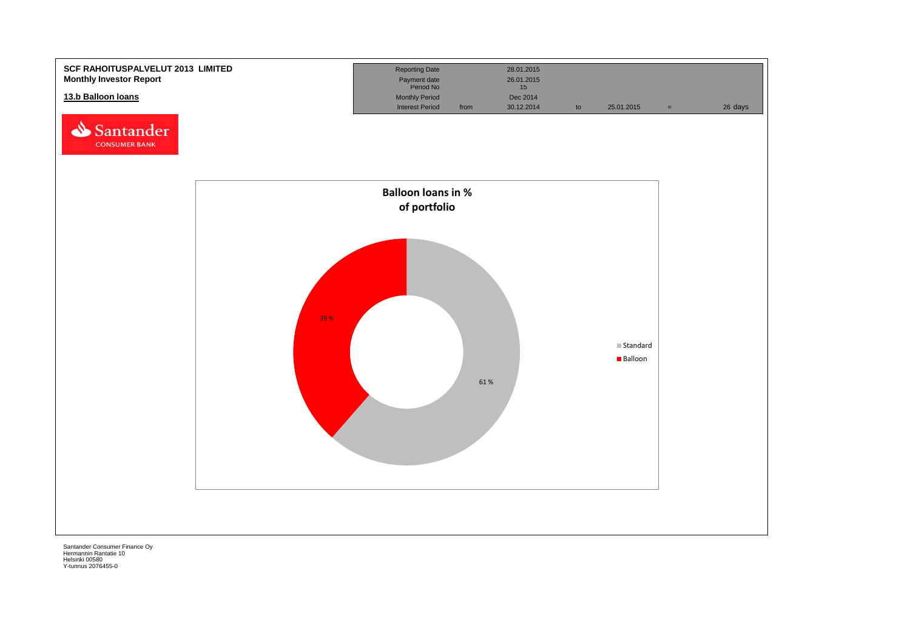**SCF RAHOITUSPALVELUT 2013 LIMITED**
**Monthly Investor Report**

**13.b Balloon loans**

| | | | | | | |
|---|---|---|---|---|---|---|
| Reporting Date | | 28.01.2015 | | | | |
| Payment date | | 26.01.2015 | | | | |
| Period No | | 15 | | | | |
| Monthly Period | | Dec 2014 | | | | |
| Interest Period | from | 30.12.2014 | to | 25.01.2015 | = | 26 days |

**Balloon loans in % of portfolio**

| | |
|---|---|
| Standard | 61 % |
| Balloon | 39 % |

Santander Consumer Finance Oy
Hermannin Rantatie 10
Helsinki 00580
Y-tunnus 2076455-0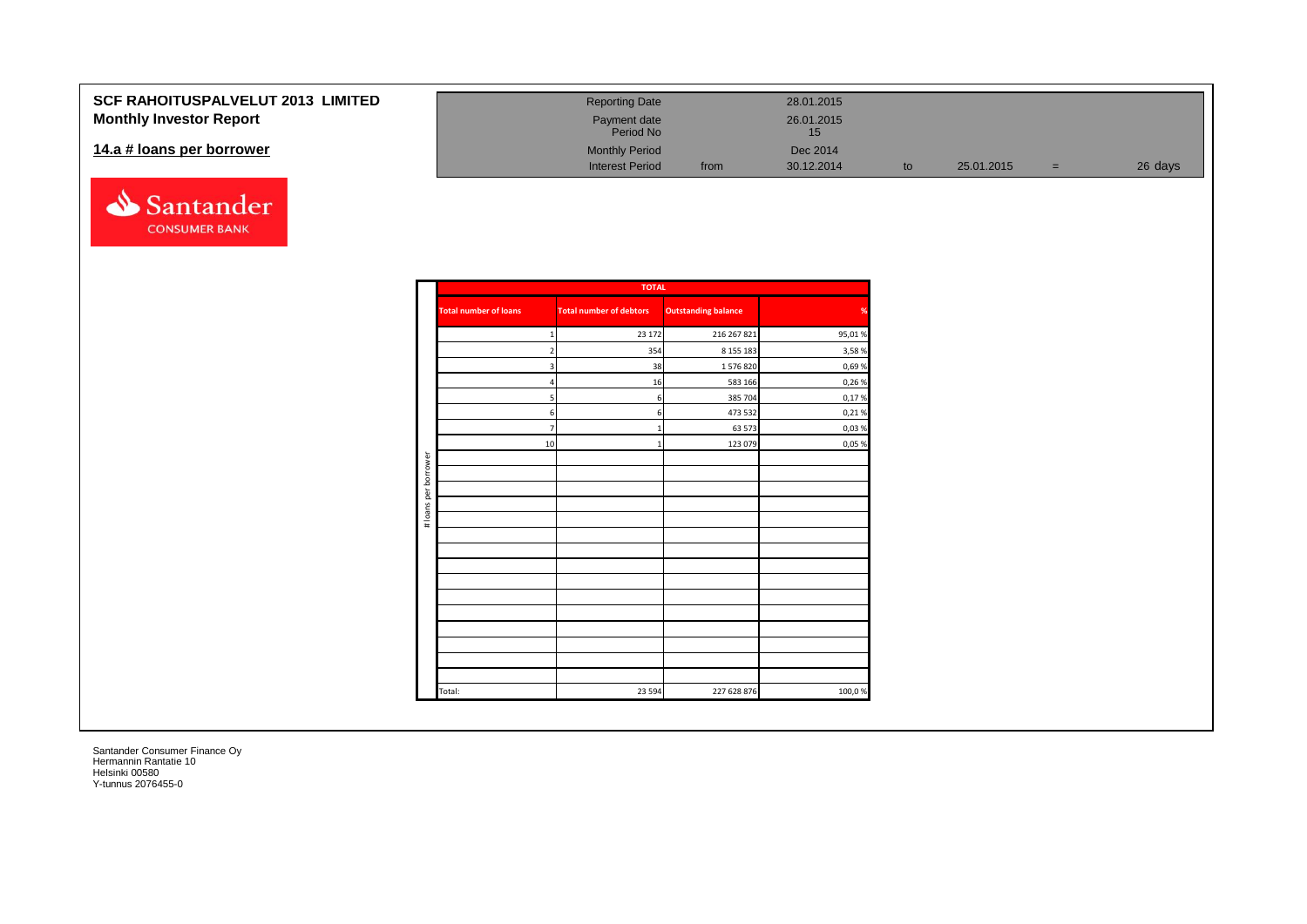**SCF RAHOITUSPALVELUT 2013 LIMITED**
**Monthly Investor Report**

## 14.a # loans per borrower

| | | | | | | |
|---|---|---|---|---|---|---|
| Reporting Date | | 28.01.2015 | | | | |
| Payment date | | 26.01.2015 | | | | |
| Period No | | 15 | | | | |
| Monthly Period | | Dec 2014 | | | | |
| Interest Period | from | 30.12.2014 | to | 25.01.2015 | = | 26 days |

# loans per borrower

| TOTAL | | | |
|---|---|---|---|
| Total number of loans | Total number of debtors | Outstanding balance | % |
| 1 | 23 172 | 216 267 821 | 95,01 % |
| 2 | 354 | 8 155 183 | 3,58 % |
| 3 | 38 | 1 576 820 | 0,69 % |
| 4 | 16 | 583 166 | 0,26 % |
| 5 | 6 | 385 704 | 0,17 % |
| 6 | 6 | 473 532 | 0,21 % |
| 7 | 1 | 63 573 | 0,03 % |
| 10 | 1 | 123 079 | 0,05 % |
| Total: | 23 594 | 227 628 876 | 100,0 % |

Santander Consumer Finance Oy
Hermannin Rantatie 10
Helsinki 00580
Y-tunnus 2076455-0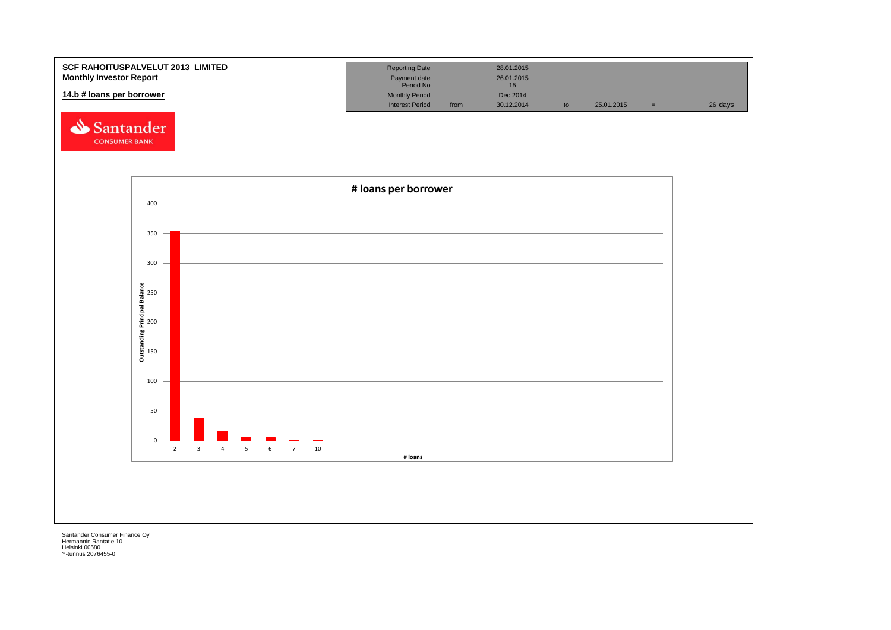**SCF RAHOITUSPALVELUT 2013 LIMITED**
**Monthly Investor Report**

**14.b # loans per borrower**

| Reporting Date | | 28.01.2015 | | | | |
|---|---|---|---|---|---|---|
| Payment date | | 26.01.2015 | | | | |
| Period No | | 15 | | | | |
| Monthly Period | | Dec 2014 | | | | |
| Interest Period | from | 30.12.2014 | to | 25.01.2015 | = | 26 days |

**# loans per borrower**

Outstanding Principal Balance

# loans

Santander Consumer Finance Oy
Hermannin Rantatie 10
Helsinki 00580
Y-tunnus 2076455-0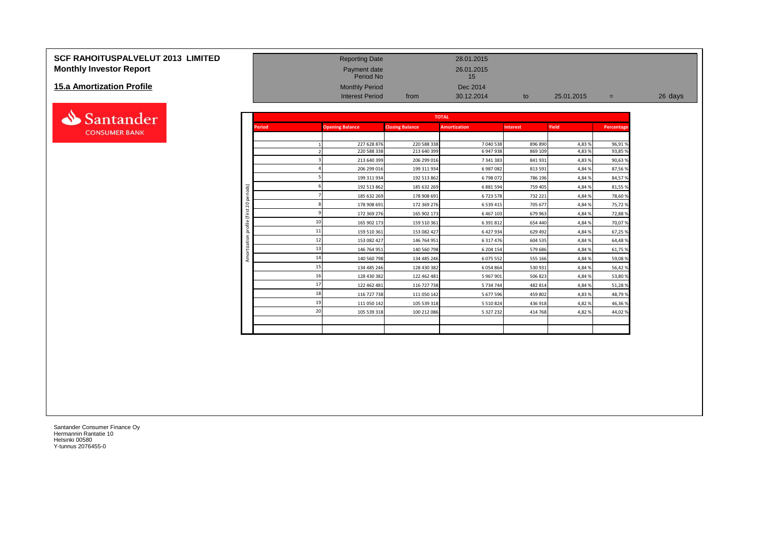# SCF RAHOITUSPALVELUT 2013 LIMITED

## Monthly Investor Report

### 15.a Amortization Profile

| | | | | | |
|---|---|---|---|---|---|
| Reporting Date | | 28.01.2015 | | | |
| Payment date | | 26.01.2015 | | | |
| Period No | | 15 | | | |
| Monthly Period | | Dec 2014 | | | |
| Interest Period | from | 30.12.2014 | to | 25.01.2015 | = 26 days |

**TOTAL**

Amortization profile (first 20 periods)

| Period | Opening Balance | Closing Balance | Amortization | Interest | Yield | Percentage |
|---|---|---|---|---|---|---|
| 1 | 227 628 876 | 220 588 338 | 7 040 538 | 896 890 | 4,83 % | 96,91 % |
| 2 | 220 588 338 | 213 640 399 | 6 947 938 | 869 109 | 4,83 % | 93,85 % |
| 3 | 213 640 399 | 206 299 016 | 7 341 383 | 841 931 | 4,83 % | 90,63 % |
| 4 | 206 299 016 | 199 311 934 | 6 987 082 | 813 591 | 4,84 % | 87,56 % |
| 5 | 199 311 934 | 192 513 862 | 6 798 072 | 786 196 | 4,84 % | 84,57 % |
| 6 | 192 513 862 | 185 632 269 | 6 881 594 | 759 405 | 4,84 % | 81,55 % |
| 7 | 185 632 269 | 178 908 691 | 6 723 578 | 732 221 | 4,84 % | 78,60 % |
| 8 | 178 908 691 | 172 369 276 | 6 539 415 | 705 677 | 4,84 % | 75,72 % |
| 9 | 172 369 276 | 165 902 173 | 6 467 103 | 679 963 | 4,84 % | 72,88 % |
| 10 | 165 902 173 | 159 510 361 | 6 391 812 | 654 440 | 4,84 % | 70,07 % |
| 11 | 159 510 361 | 153 082 427 | 6 427 934 | 629 492 | 4,84 % | 67,25 % |
| 12 | 153 082 427 | 146 764 951 | 6 317 476 | 604 535 | 4,84 % | 64,48 % |
| 13 | 146 764 951 | 140 560 798 | 6 204 154 | 579 686 | 4,84 % | 61,75 % |
| 14 | 140 560 798 | 134 485 246 | 6 075 552 | 555 166 | 4,84 % | 59,08 % |
| 15 | 134 485 246 | 128 430 382 | 6 054 864 | 530 931 | 4,84 % | 56,42 % |
| 16 | 128 430 382 | 122 462 481 | 5 967 901 | 506 823 | 4,84 % | 53,80 % |
| 17 | 122 462 481 | 116 727 738 | 5 734 744 | 482 814 | 4,84 % | 51,28 % |
| 18 | 116 727 738 | 111 050 142 | 5 677 596 | 459 802 | 4,83 % | 48,79 % |
| 19 | 111 050 142 | 105 539 318 | 5 510 824 | 436 918 | 4,82 % | 46,36 % |
| 20 | 105 539 318 | 100 212 086 | 5 327 232 | 414 768 | 4,82 % | 44,02 % |

Santander Consumer Finance Oy
Hermannin Rantatie 10
Helsinki 00580
Y-tunnus 2076455-0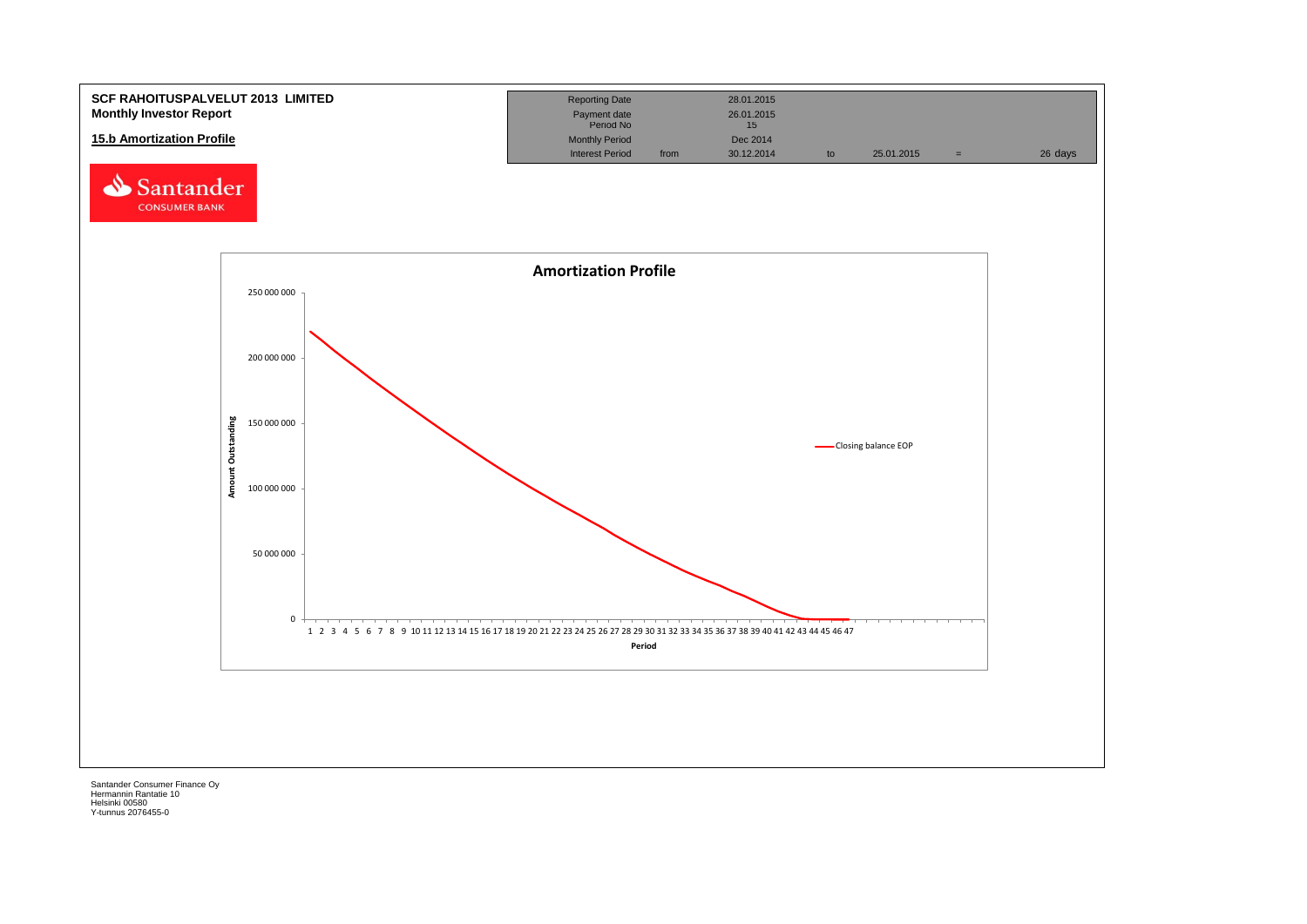**SCF RAHOITUSPALVELUT 2013 LIMITED**
**Monthly Investor Report**

**15.b Amortization Profile**

| | | | | | | |
|---|---|---|---|---|---|---|
| Reporting Date | | 28.01.2015 | | | | |
| Payment date | | 26.01.2015 | | | | |
| Period No | | 15 | | | | |
| Monthly Period | | Dec 2014 | | | | |
| Interest Period | from | 30.12.2014 | to | 25.01.2015 | = | 26 days |

Santander CONSUMER BANK

**Amortization Profile**

Amount Outstanding: 250 000 000, 200 000 000, 150 000 000, 100 000 000, 50 000 000, 0

Period: 1 2 3 4 5 6 7 8 9 10 11 12 13 14 15 16 17 18 19 20 21 22 23 24 25 26 27 28 29 30 31 32 33 34 35 36 37 38 39 40 41 42 43 44 45 46 47

Closing balance EOP

Santander Consumer Finance Oy
Hermannin Rantatie 10
Helsinki 00580
Y-tunnus 2076455-0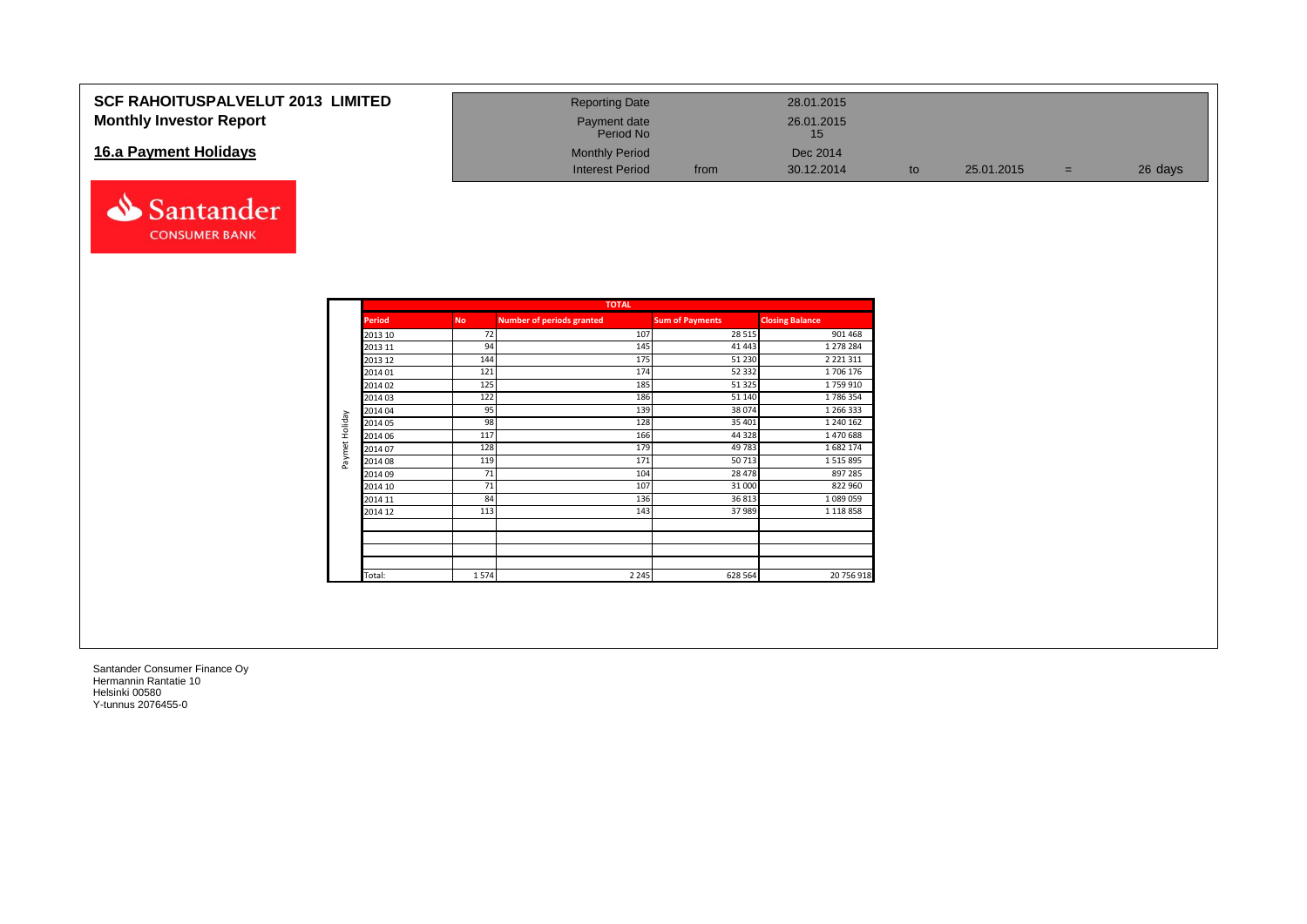# SCF RAHOITUSPALVELUT 2013 LIMITED

## Monthly Investor Report

## 16.a Payment Holidays

| Reporting Date | | 28.01.2015 | | | | |
|---|---|---|---|---|---|---|
| Payment date | | 26.01.2015 | | | | |
| Period No | | 15 | | | | |
| Monthly Period | | Dec 2014 | | | | |
| Interest Period | from | 30.12.2014 | to | 25.01.2015 | = | 26 days |

Santander CONSUMER BANK

| | TOTAL | | | | |
|---|---|---|---|---|---|
| | **Period** | **No** | **Number of periods granted** | **Sum of Payments** | **Closing Balance** |
| Paymet Holiday | 2013 10 | 72 | 107 | 28 515 | 901 468 |
| | 2013 11 | 94 | 145 | 41 443 | 1 278 284 |
| | 2013 12 | 144 | 175 | 51 230 | 2 221 311 |
| | 2014 01 | 121 | 174 | 52 332 | 1 706 176 |
| | 2014 02 | 125 | 185 | 51 325 | 1 759 910 |
| | 2014 03 | 122 | 186 | 51 140 | 1 786 354 |
| | 2014 04 | 95 | 139 | 38 074 | 1 266 333 |
| | 2014 05 | 98 | 128 | 35 401 | 1 240 162 |
| | 2014 06 | 117 | 166 | 44 328 | 1 470 688 |
| | 2014 07 | 128 | 179 | 49 783 | 1 682 174 |
| | 2014 08 | 119 | 171 | 50 713 | 1 515 895 |
| | 2014 09 | 71 | 104 | 28 478 | 897 285 |
| | 2014 10 | 71 | 107 | 31 000 | 822 960 |
| | 2014 11 | 84 | 136 | 36 813 | 1 089 059 |
| | 2014 12 | 113 | 143 | 37 989 | 1 118 858 |
| | | | | | |
| | | | | | |
| | | | | | |
| | | | | | |
| | Total: | 1 574 | 2 245 | 628 564 | 20 756 918 |

Santander Consumer Finance Oy
Hermannin Rantatie 10
Helsinki 00580
Y-tunnus 2076455-0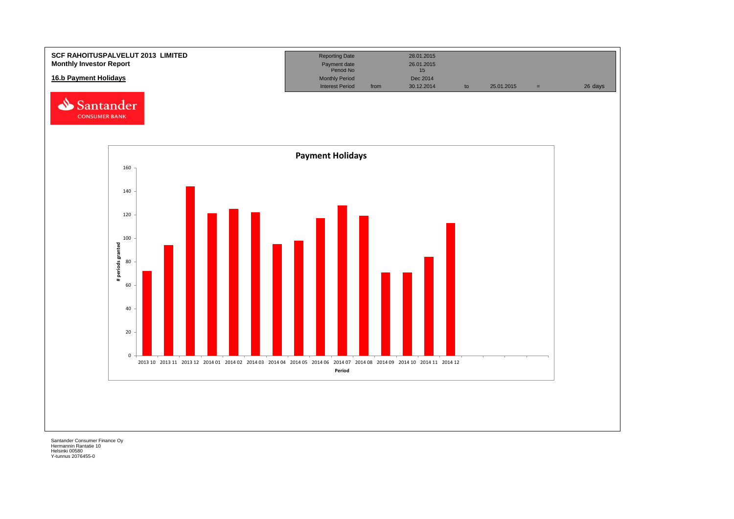**SCF RAHOITUSPALVELUT 2013 LIMITED**
**Monthly Investor Report**

## 16.b Payment Holidays

| Reporting Date | | 28.01.2015 | | | | |
|---|---|---|---|---|---|---|
| Payment date | | 26.01.2015 | | | | |
| Period No | | 15 | | | | |
| Monthly Period | | Dec 2014 | | | | |
| Interest Period | from | 30.12.2014 | to | 25.01.2015 | = | 26 days |

**Payment Holidays**

| Period | # periods granted |
|---|---|
| 2013 10 | 72 |
| 2013 11 | 94 |
| 2013 12 | 144 |
| 2014 01 | 121 |
| 2014 02 | 125 |
| 2014 03 | 122 |
| 2014 04 | 95 |
| 2014 05 | 98 |
| 2014 06 | 117 |
| 2014 07 | 128 |
| 2014 08 | 119 |
| 2014 09 | 71 |
| 2014 10 | 71 |
| 2014 11 | 84 |
| 2014 12 | 113 |

Santander Consumer Finance Oy
Hermannin Rantatie 10
Helsinki 00580
Y-tunnus 2076455-0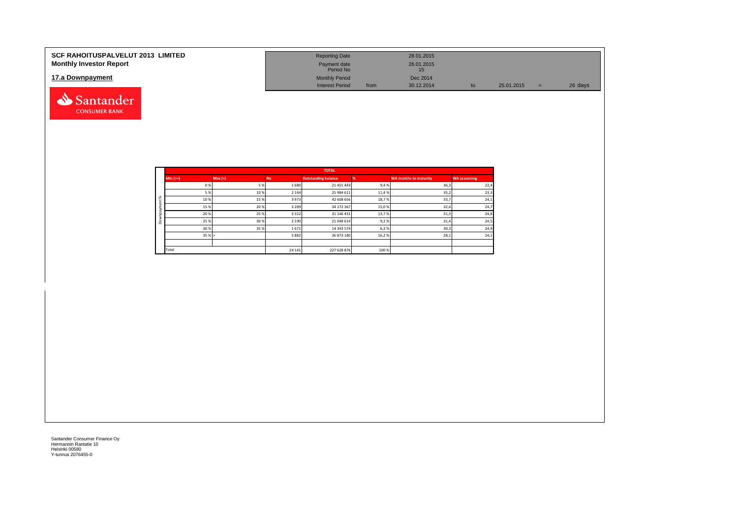# SCF RAHOITUSPALVELUT 2013 LIMITED
## Monthly Investor Report

| | | | | | | |
|---|---|---|---|---|---|---|
| Reporting Date | | 28.01.2015 | | | | |
| Payment date Period No | | 26.01.2015 15 | | | | |
| Monthly Period | | Dec 2014 | | | | |
| Interest Period | from | 30.12.2014 | to | 25.01.2015 | = | 26 days |

## 17.a Downpayment

| | TOTAL | | | | | | |
|---|---|---|---|---|---|---|---|
| | Min (>=) | Max (<) | No | Outstanding balance | % | WA months to maturity | WA seasoning |
| Downpayment % | 0 % | 5 % | 1 680 | 21 451 443 | 9,4 % | 36,3 | 22,4 |
| | 5 % | 10 % | 2 144 | 25 984 611 | 11,4 % | 35,2 | 23,3 |
| | 10 % | 15 % | 3 973 | 42 608 656 | 18,7 % | 33,7 | 24,1 |
| | 15 % | 20 % | 3 289 | 34 172 367 | 15,0 % | 32,4 | 24,7 |
| | 20 % | 25 % | 3 312 | 31 146 431 | 13,7 % | 31,3 | 24,8 |
| | 25 % | 30 % | 2 190 | 21 048 614 | 9,2 % | 31,4 | 24,5 |
| | 30 % | 35 % | 1 671 | 14 343 574 | 6,3 % | 30,3 | 24,9 |
| | 35 % | > | 5 882 | 36 873 180 | 16,2 % | 28,1 | 24,1 |
| | | | | | | | |
| | Total | | 24 141 | 227 628 876 | 100 % | | |

Santander Consumer Finance Oy
Hermannin Rantatie 10
Helsinki 00580
Y-tunnus 2076455-0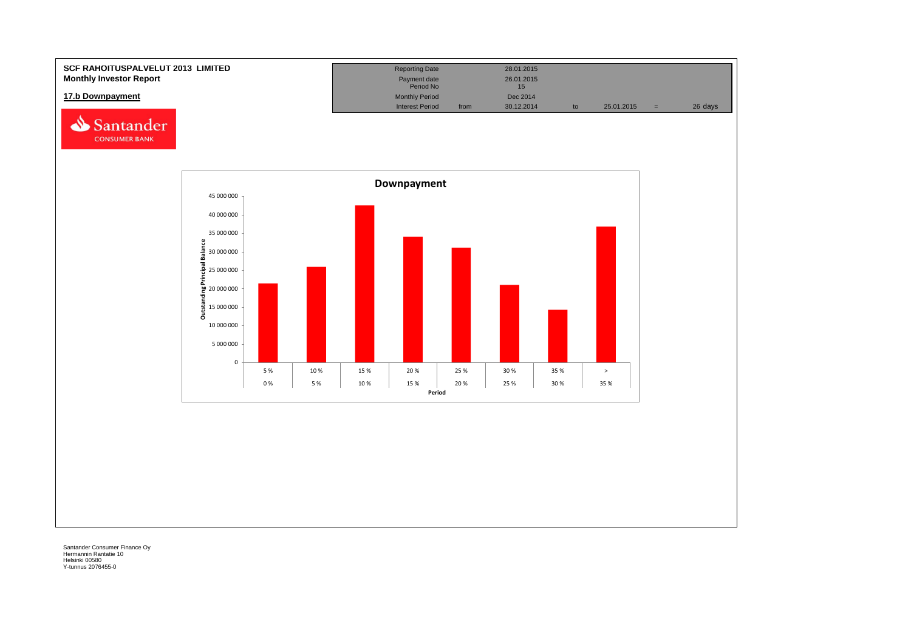**SCF RAHOITUSPALVELUT 2013 LIMITED**
**Monthly Investor Report**

**17.b Downpayment**

| | | | | | | |
|---|---|---|---|---|---|---|
| Reporting Date | | 28.01.2015 | | | | |
| Payment date | | 26.01.2015 | | | | |
| Period No | | 15 | | | | |
| Monthly Period | | Dec 2014 | | | | |
| Interest Period | from | 30.12.2014 | to | 25.01.2015 | = | 26 days |

## Downpayment

Outstanding Principal Balance

| Period | |
|---|---|
| 0 % - 5 % | |
| 5 % - 10 % | |
| 10 % - 15 % | |
| 15 % - 20 % | |
| 20 % - 25 % | |
| 25 % - 30 % | |
| 30 % - 35 % | |
| > 35 % | |

Santander Consumer Finance Oy
Hermannin Rantatie 10
Helsinki 00580
Y-tunnus 2076455-0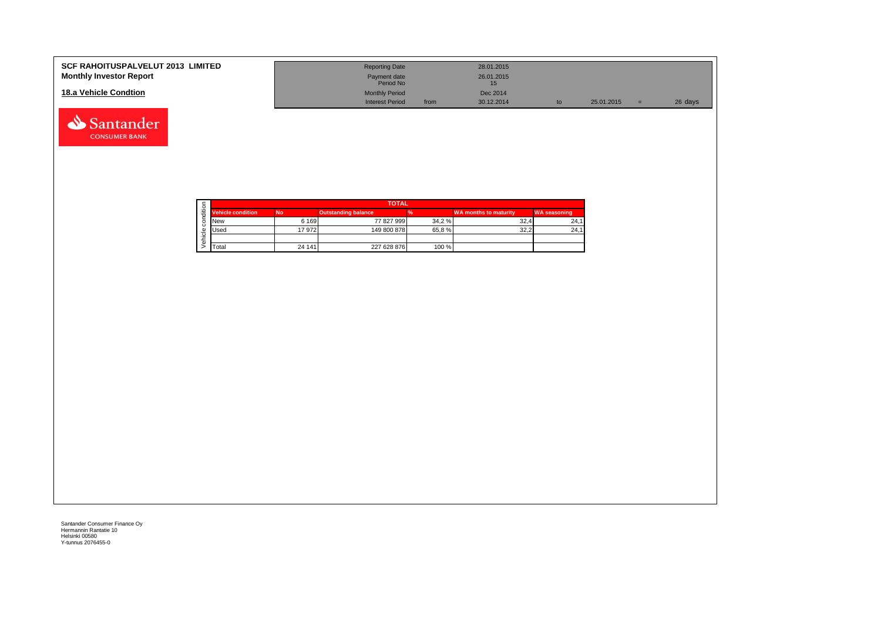**SCF RAHOITUSPALVELUT 2013 LIMITED**
**Monthly Investor Report**

**18.a Vehicle Condtion**

| Reporting Date | | 28.01.2015 | | | | |
|---|---|---|---|---|---|---|
| Payment date | | 26.01.2015 | | | | |
| Period No | | 15 | | | | |
| Monthly Period | | Dec 2014 | | | | |
| Interest Period | from | 30.12.2014 | to | 25.01.2015 | = | 26 days |

| TOTAL | | | | | |
|---|---|---|---|---|---|
| Vehicle condition | No | Outstanding balance | % | WA months to maturity | WA seasoning |
| New | 6 169 | 77 827 999 | 34,2 % | 32,4 | 24,1 |
| Used | 17 972 | 149 800 878 | 65,8 % | 32,2 | 24,1 |
| | | | | | |
| Total | 24 141 | 227 628 876 | 100 % | | |

Santander Consumer Finance Oy
Hermannin Rantatie 10
Helsinki 00580
Y-tunnus 2076455-0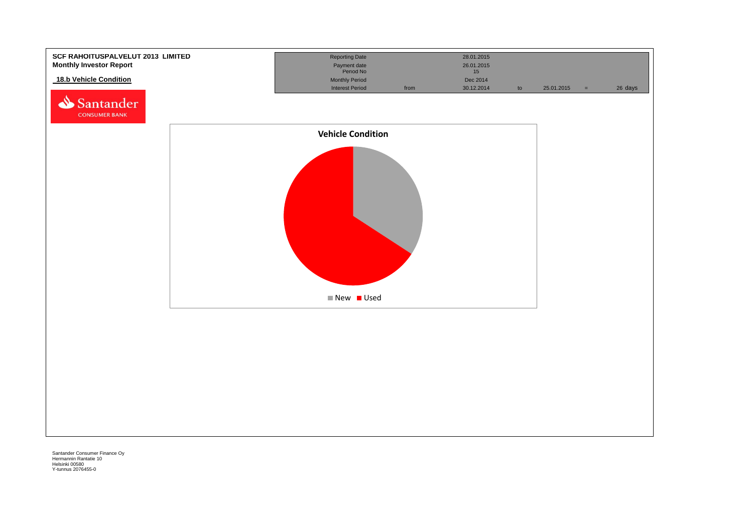**SCF RAHOITUSPALVELUT 2013 LIMITED**
**Monthly Investor Report**

## 18.b Vehicle Condition

| | | | | | | |
|---|---|---|---|---|---|---|
| Reporting Date | | 28.01.2015 | | | | |
| Payment date | | 26.01.2015 | | | | |
| Period No | | 15 | | | | |
| Monthly Period | | Dec 2014 | | | | |
| Interest Period | from | 30.12.2014 | to | 25.01.2015 | = | 26 days |

Vehicle Condition

New   Used

Santander Consumer Finance Oy
Hermannin Rantatie 10
Helsinki 00580
Y-tunnus 2076455-0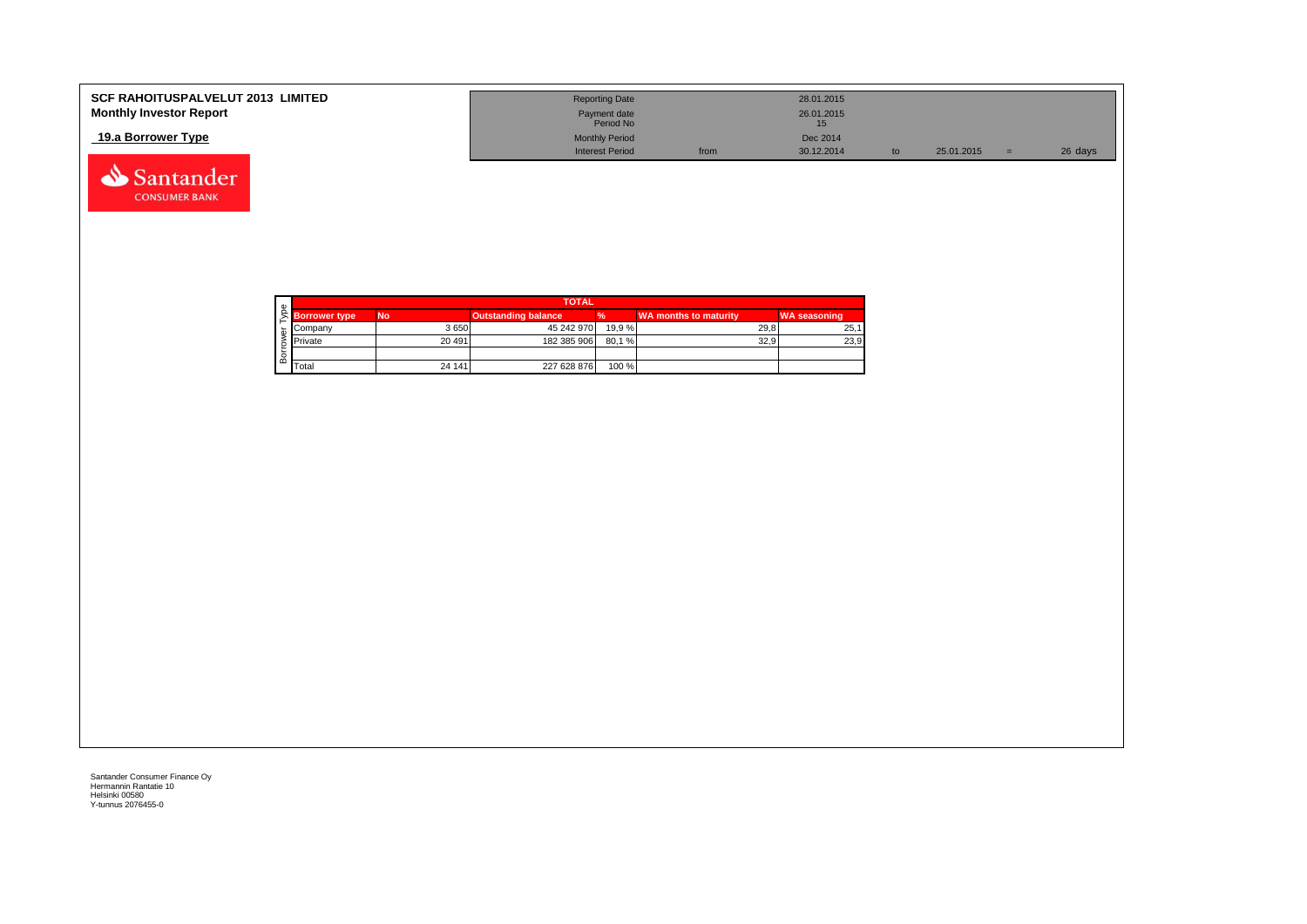**SCF RAHOITUSPALVELUT 2013 LIMITED**
**Monthly Investor Report**

**19.a Borrower Type**

| | | | | | |
|---|---|---|---|---|---|
| Reporting Date | | 28.01.2015 | | | |
| Payment date Period No | | 26.01.2015 15 | | | |
| Monthly Period | | Dec 2014 | | | |
| Interest Period | from | 30.12.2014 | to | 25.01.2015 = | 26 days |

| Borrower Type | TOTAL | | | | | |
|---|---|---|---|---|---|---|
| | Borrower type | No | Outstanding balance | % | WA months to maturity | WA seasoning |
| | Company | 3 650 | 45 242 970 | 19,9 % | 29,8 | 25,1 |
| | Private | 20 491 | 182 385 906 | 80,1 % | 32,9 | 23,9 |
| | | | | | | |
| | Total | 24 141 | 227 628 876 | 100 % | | |

Santander Consumer Finance Oy
Hermannin Rantatie 10
Helsinki 00580
Y-tunnus 2076455-0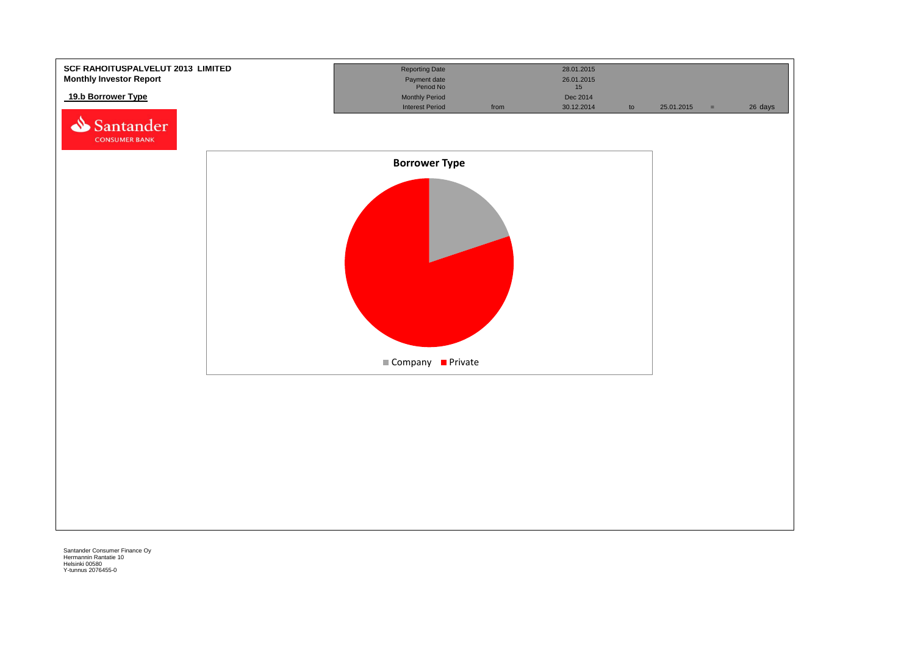**SCF RAHOITUSPALVELUT 2013 LIMITED**
**Monthly Investor Report**

## 19.b Borrower Type

| | | | | | | |
|---|---|---|---|---|---|---|
| Reporting Date | | 28.01.2015 | | | | |
| Payment date | | 26.01.2015 | | | | |
| Period No | | 15 | | | | |
| Monthly Period | | Dec 2014 | | | | |
| Interest Period | from | 30.12.2014 | to | 25.01.2015 | = | 26 days |

**Borrower Type**

Company | Private

Santander Consumer Finance Oy
Hermannin Rantatie 10
Helsinki 00580
Y-tunnus 2076455-0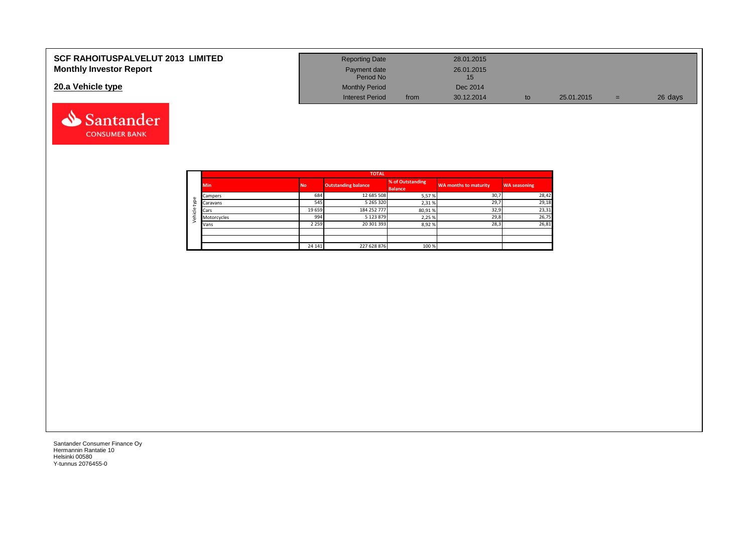**SCF RAHOITUSPALVELUT 2013 LIMITED**
**Monthly Investor Report**

## 20.a Vehicle type

| Reporting Date | | 28.01.2015 | | | | |
|---|---|---|---|---|---|---|
| Payment date | | 26.01.2015 | | | | |
| Period No | | 15 | | | | |
| Monthly Period | | Dec 2014 | | | | |
| Interest Period | from | 30.12.2014 | to | 25.01.2015 | = | 26 days |

| | TOTAL | | | | | |
|---|---|---|---|---|---|---|
| | Min | No | Outstanding balance | % of Outstanding Balance | WA months to maturity | WA seasoning |
| Vehicle type | Campers | 684 | 12 685 508 | 5,57 % | 30,7 | 28,42 |
| | Caravans | 545 | 5 265 320 | 2,31 % | 29,7 | 29,18 |
| | Cars | 19 659 | 184 252 777 | 80,91 % | 32,9 | 23,31 |
| | Motorcycles | 994 | 5 123 879 | 2,25 % | 29,8 | 26,75 |
| | Vans | 2 259 | 20 301 393 | 8,92 % | 28,3 | 26,81 |
| | | | | | | |
| | | | | | | |
| | | 24 141 | 227 628 876 | 100 % | | |

Santander Consumer Finance Oy
Hermannin Rantatie 10
Helsinki 00580
Y-tunnus 2076455-0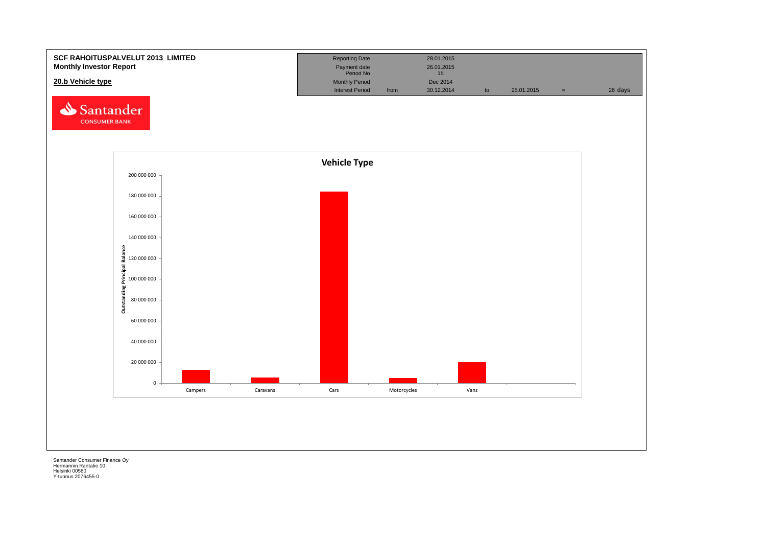**SCF RAHOITUSPALVELUT 2013 LIMITED**
**Monthly Investor Report**

**20.b Vehicle type**

| Reporting Date | | 28.01.2015 | | | | |
|---|---|---|---|---|---|---|
| Payment date | | 26.01.2015 | | | | |
| Period No | | 15 | | | | |
| Monthly Period | | Dec 2014 | | | | |
| Interest Period | from | 30.12.2014 | to | 25.01.2015 | = | 26 days |

Santander CONSUMER BANK

**Vehicle Type**

Outstanding Principal Balance

200 000 000
180 000 000
160 000 000
140 000 000
120 000 000
100 000 000
80 000 000
60 000 000
40 000 000
20 000 000
0

Campers | Caravans | Cars | Motorcycles | Vans

Santander Consumer Finance Oy
Hermannin Rantatie 10
Helsinki 00580
Y-tunnus 2076455-0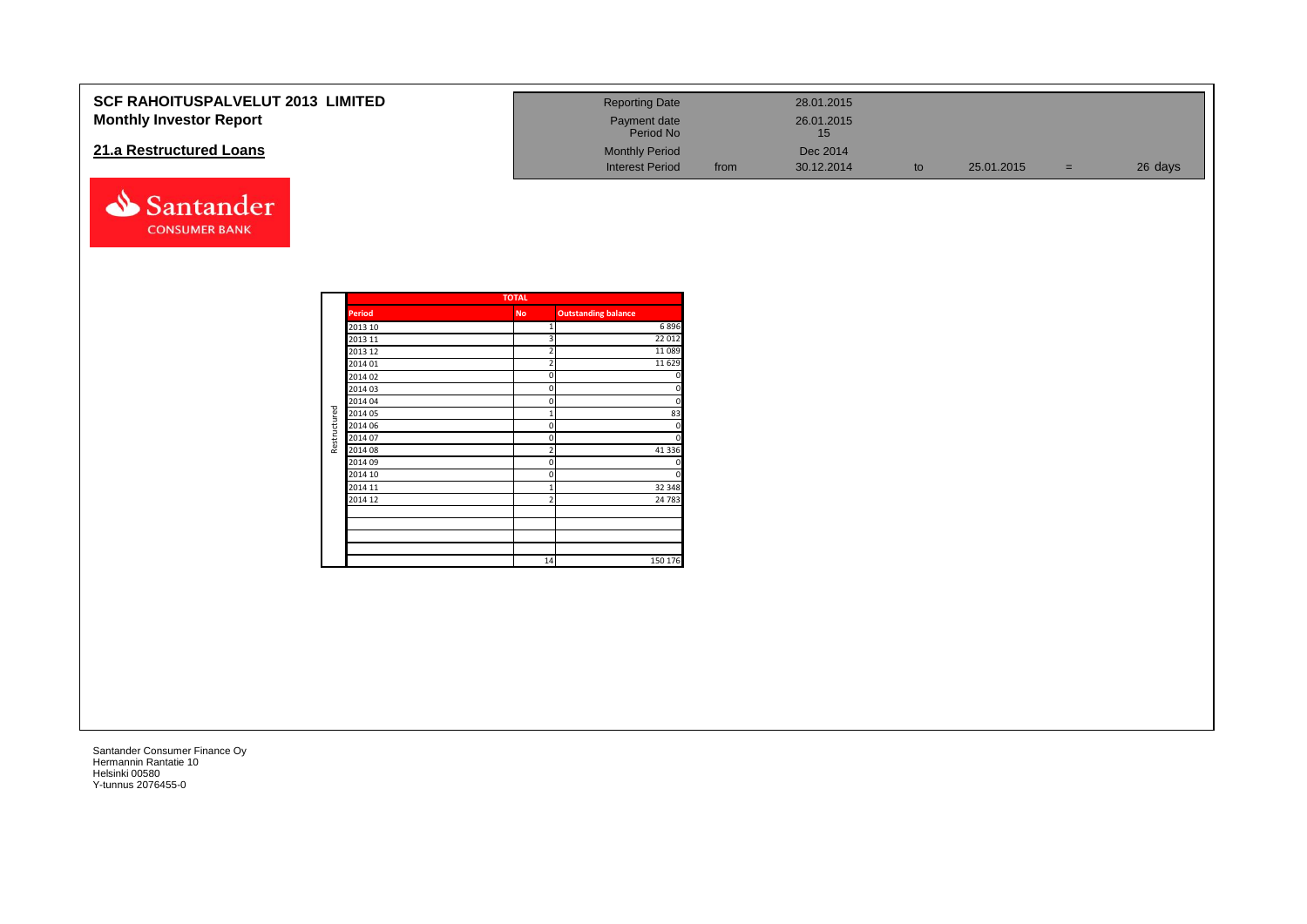# SCF RAHOITUSPALVELUT 2013 LIMITED
## Monthly Investor Report

## 21.a Restructured Loans

| Reporting Date | | 28.01.2015 | | | | |
|---|---|---|---|---|---|---|
| Payment date<br>Period No | | 26.01.2015<br>15 | | | | |
| Monthly Period | | Dec 2014 | | | | |
| Interest Period | from | 30.12.2014 | to | 25.01.2015 | = | 26 days |

| | TOTAL | | |
|---|---|---|---|
| | Period | No | Outstanding balance |
| Restructured | 2013 10 | 1 | 6 896 |
| | 2013 11 | 3 | 22 012 |
| | 2013 12 | 2 | 11 089 |
| | 2014 01 | 2 | 11 629 |
| | 2014 02 | 0 | 0 |
| | 2014 03 | 0 | 0 |
| | 2014 04 | 0 | 0 |
| | 2014 05 | 1 | 83 |
| | 2014 06 | 0 | 0 |
| | 2014 07 | 0 | 0 |
| | 2014 08 | 2 | 41 336 |
| | 2014 09 | 0 | 0 |
| | 2014 10 | 0 | 0 |
| | 2014 11 | 1 | 32 348 |
| | 2014 12 | 2 | 24 783 |
| | | | |
| | | | |
| | | | |
| | | | |
| | | 14 | 150 176 |

Santander Consumer Finance Oy
Hermannin Rantatie 10
Helsinki 00580
Y-tunnus 2076455-0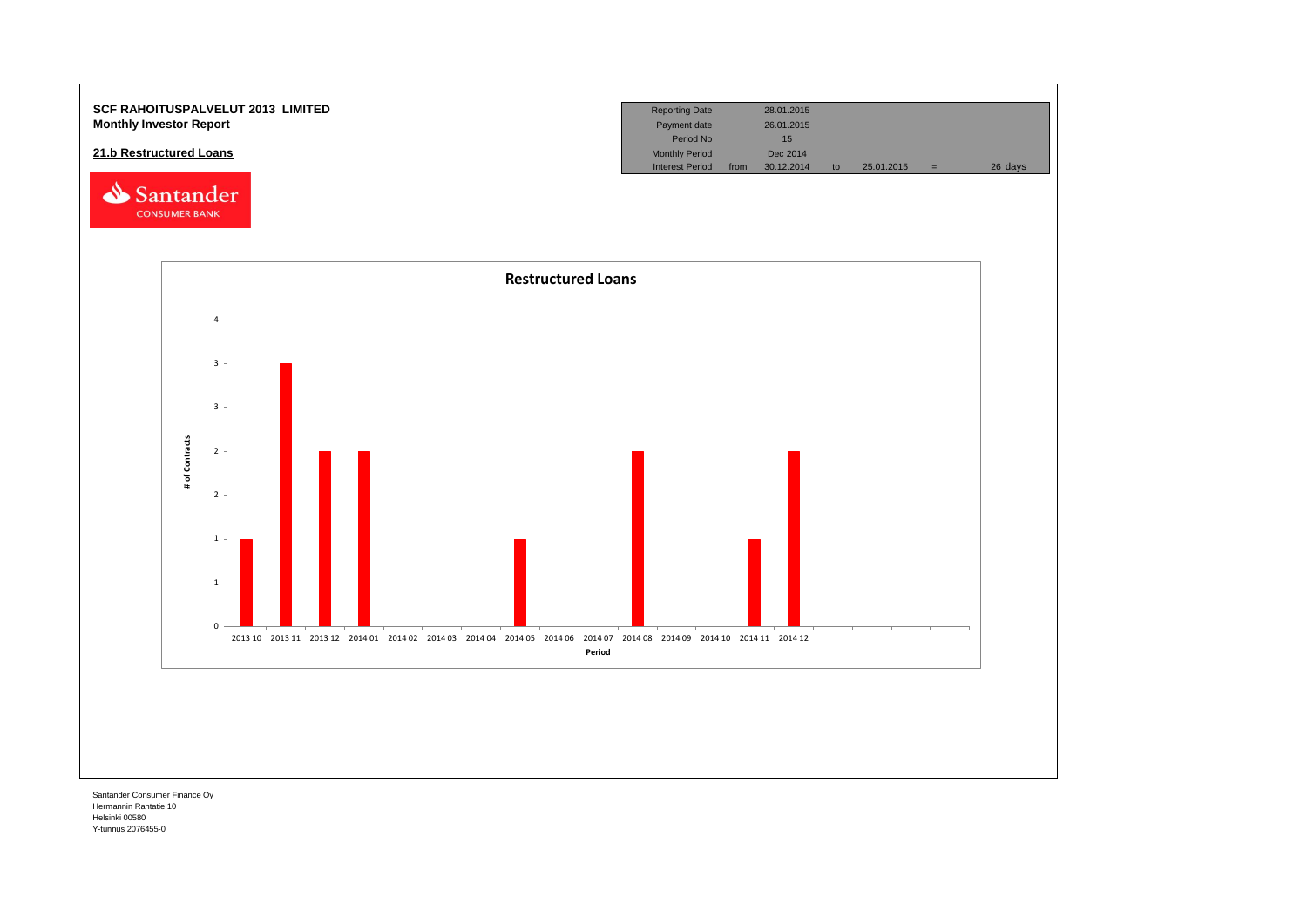**SCF RAHOITUSPALVELUT 2013 LIMITED**
**Monthly Investor Report**

**21.b Restructured Loans**

| Reporting Date | | 28.01.2015 | | | | |
|---|---|---|---|---|---|---|
| Payment date | | 26.01.2015 | | | | |
| Period No | | 15 | | | | |
| Monthly Period | | Dec 2014 | | | | |
| Interest Period | from | 30.12.2014 | to | 25.01.2015 | = | 26 days |

**Restructured Loans**

| Period | # of Contracts |
|---|---|
| 2013 10 | 1 |
| 2013 11 | 3 |
| 2013 12 | 2 |
| 2014 01 | 2 |
| 2014 02 | 0 |
| 2014 03 | 0 |
| 2014 04 | 0 |
| 2014 05 | 1 |
| 2014 06 | 0 |
| 2014 07 | 0 |
| 2014 08 | 2 |
| 2014 09 | 0 |
| 2014 10 | 0 |
| 2014 11 | 1 |
| 2014 12 | 2 |

Santander Consumer Finance Oy
Hermannin Rantatie 10
Helsinki 00580
Y-tunnus 2076455-0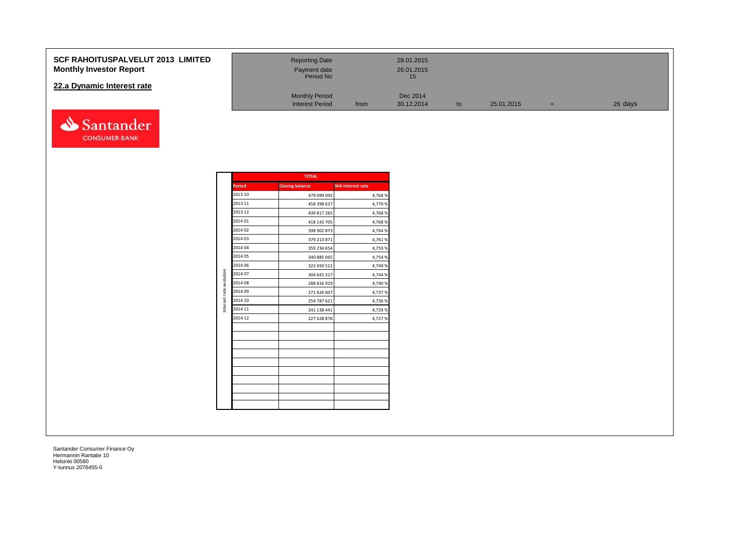# SCF RAHOITUSPALVELUT 2013 LIMITED
## Monthly Investor Report

### 22.a Dynamic Interest rate

| Reporting Date | | 28.01.2015 | | | | |
|---|---|---|---|---|---|---|
| Payment date | | 26.01.2015 | | | | |
| Period No | | 15 | | | | |
| Monthly Period | | Dec 2014 | | | | |
| Interest Period | from | 30.12.2014 | to | 25.01.2015 | = | 26 days |

Interest rate evolution

| TOTAL | | |
|---|---|---|
| **Period** | **Closing balance** | **WA Interest rate** |
| 2013 10 | 479 099 092 | 4,768 % |
| 2013 11 | 458 398 637 | 4,770 % |
| 2013 12 | 439 817 265 | 4,768 % |
| 2014 01 | 418 143 705 | 4,768 % |
| 2014 02 | 398 902 873 | 4,764 % |
| 2014 03 | 379 213 871 | 4,761 % |
| 2014 04 | 359 234 654 | 4,759 % |
| 2014 05 | 340 885 065 | 4,754 % |
| 2014 06 | 322 650 512 | 4,749 % |
| 2014 07 | 304 641 317 | 4,744 % |
| 2014 08 | 288 816 929 | 4,740 % |
| 2014 09 | 271 626 607 | 4,737 % |
| 2014 10 | 254 787 621 | 4,736 % |
| 2014 11 | 241 138 441 | 4,729 % |
| 2014 12 | 227 628 876 | 4,727 % |

Santander Consumer Finance Oy
Hermannin Rantatie 10
Helsinki 00580
Y-tunnus 2076455-0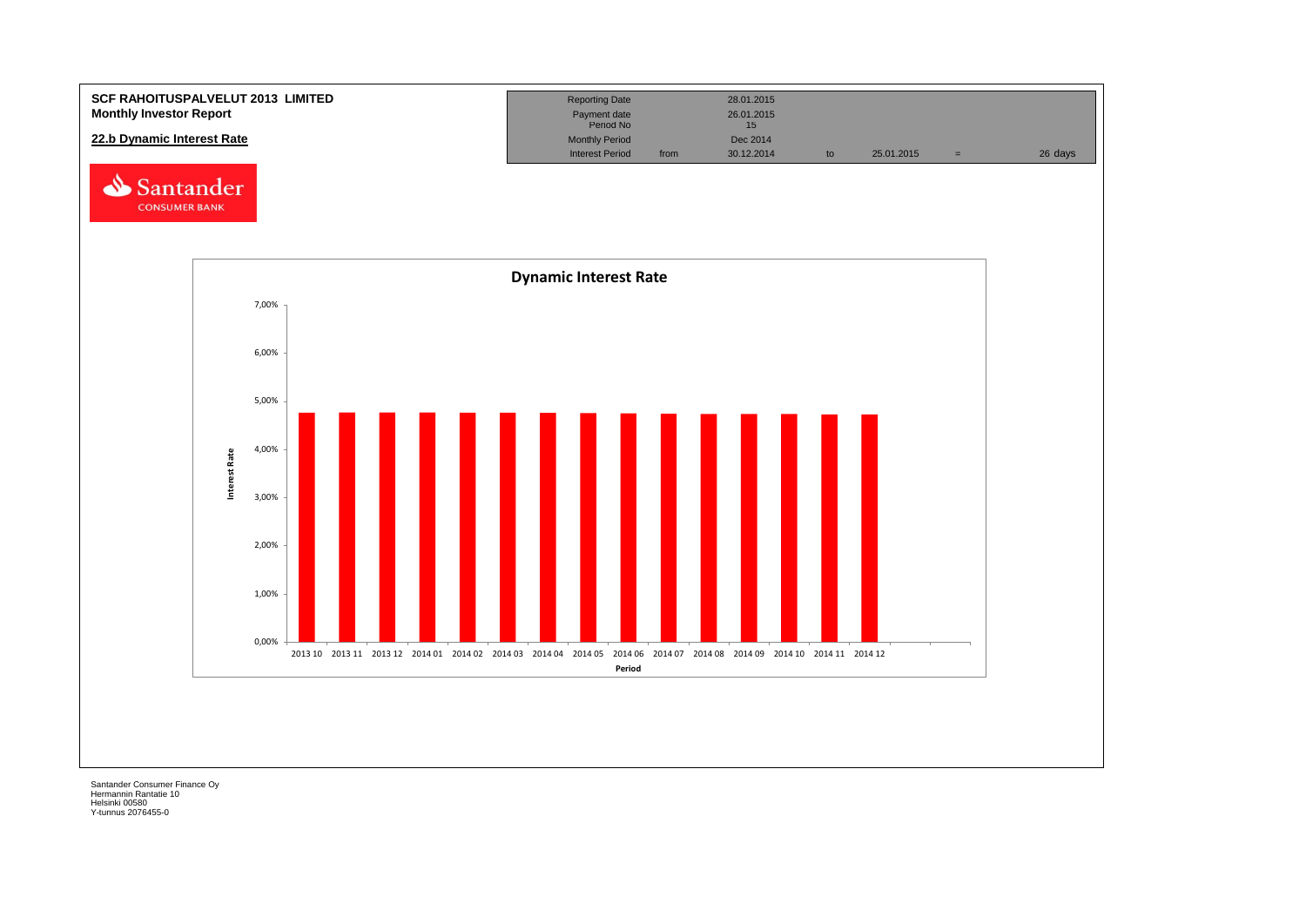**SCF RAHOITUSPALVELUT 2013 LIMITED**
**Monthly Investor Report**

## 22.b Dynamic Interest Rate

| | | | | | | |
|---|---|---|---|---|---|---|
| Reporting Date | | 28.01.2015 | | | | |
| Payment date | | 26.01.2015 | | | | |
| Period No | | 15 | | | | |
| Monthly Period | | Dec 2014 | | | | |
| Interest Period | from | 30.12.2014 | to | 25.01.2015 | = | 26 days |

Santander CONSUMER BANK

**Dynamic Interest Rate**

Interest Rate

7,00%
6,00%
5,00%
4,00%
3,00%
2,00%
1,00%
0,00%

2013 10 2013 11 2013 12 2014 01 2014 02 2014 03 2014 04 2014 05 2014 06 2014 07 2014 08 2014 09 2014 10 2014 11 2014 12

Period

Santander Consumer Finance Oy
Hermannin Rantatie 10
Helsinki 00580
Y-tunnus 2076455-0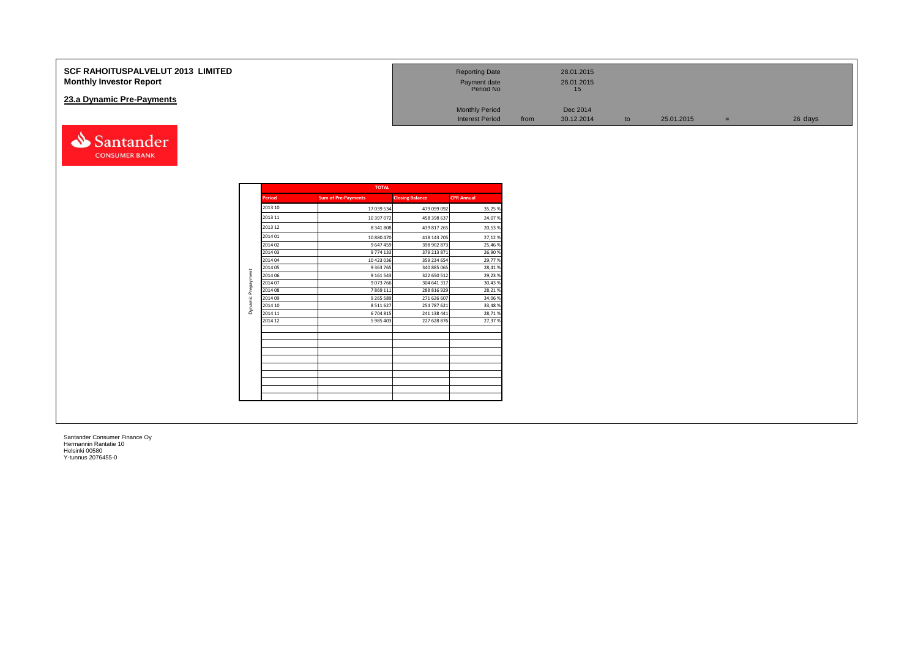# SCF RAHOITUSPALVELUT 2013 LIMITED
## Monthly Investor Report

### 23.a Dynamic Pre-Payments

| | | | | | | |
|---|---|---|---|---|---|---|
| Reporting Date | | 28.01.2015 | | | | |
| Payment date | | 26.01.2015 | | | | |
| Period No | | 15 | | | | |
| Monthly Period | | Dec 2014 | | | | |
| Interest Period | from | 30.12.2014 | to | 25.01.2015 | = | 26 days |

**Dynamic Prepayment**

| TOTAL | | | |
|---|---|---|---|
| **Period** | **Sum of Pre-Payments** | **Closing Balance** | **CPR Annual** |
| 2013 10 | 17 039 534 | 479 099 092 | 35,25 % |
| 2013 11 | 10 397 072 | 458 398 637 | 24,07 % |
| 2013 12 | 8 341 808 | 439 817 265 | 20,53 % |
| 2014 01 | 10 880 470 | 418 143 705 | 27,12 % |
| 2014 02 | 9 647 459 | 398 902 873 | 25,46 % |
| 2014 03 | 9 774 133 | 379 213 871 | 26,90 % |
| 2014 04 | 10 423 036 | 359 234 654 | 29,77 % |
| 2014 05 | 9 363 765 | 340 885 065 | 28,41 % |
| 2014 06 | 9 161 543 | 322 650 512 | 29,23 % |
| 2014 07 | 9 073 766 | 304 641 317 | 30,43 % |
| 2014 08 | 7 869 111 | 288 816 929 | 28,21 % |
| 2014 09 | 9 265 589 | 271 626 607 | 34,06 % |
| 2014 10 | 8 511 627 | 254 787 621 | 33,48 % |
| 2014 11 | 6 704 815 | 241 138 441 | 28,71 % |
| 2014 12 | 5 985 403 | 227 628 876 | 27,37 % |

Santander Consumer Finance Oy
Hermannin Rantatie 10
Helsinki 00580
Y-tunnus 2076455-0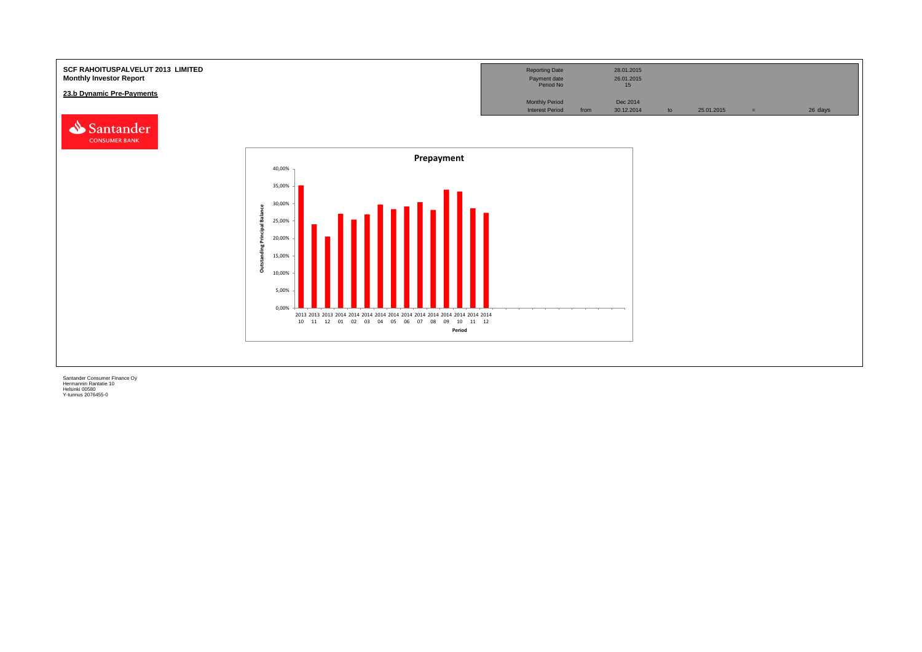**SCF RAHOITUSPALVELUT 2013 LIMITED**
**Monthly Investor Report**

**23.b Dynamic Pre-Payments**

| Reporting Date | | 28.01.2015 | | | | |
|---|---|---|---|---|---|---|
| Payment date | | 26.01.2015 | | | | |
| Period No | | 15 | | | | |
| Monthly Period | | Dec 2014 | | | | |
| Interest Period | from | 30.12.2014 | to | 25.01.2015 | = | 26 days |

Santander CONSUMER BANK

**Prepayment**

Outstanding Principal Balance

40,00%
35,00%
30,00%
25,00%
20,00%
15,00%
10,00%
5,00%
0,00%

2013 10, 2013 11, 2013 12, 2014 01, 2014 02, 2014 03, 2014 04, 2014 05, 2014 06, 2014 07, 2014 08, 2014 09, 2014 10, 2014 11, 2014 12

Period

Santander Consumer Finance Oy
Hermannin Rantatie 10
Helsinki 00580
Y-tunnus 2076455-0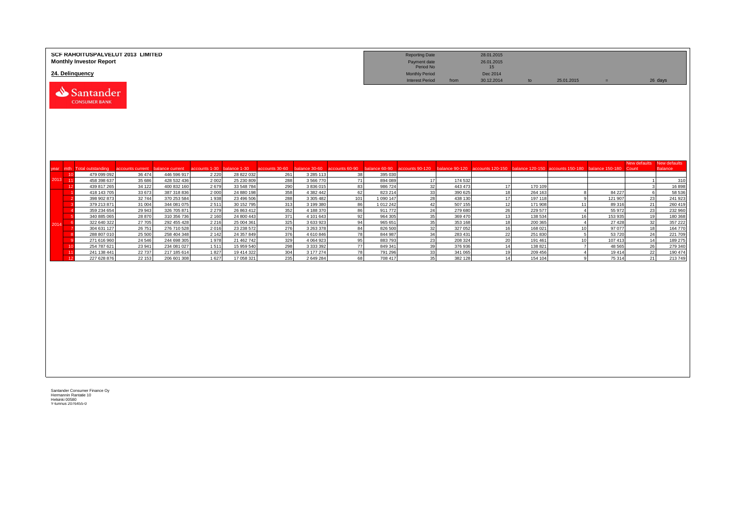**SCF RAHOITUSPALVELUT 2013 LIMITED**
**Monthly Investor Report**

## 24. Delinquency

| | | | | | |
|---|---|---|---|---|---|
| Reporting Date | | 28.01.2015 | | | |
| Payment date | | 26.01.2015 | | | |
| Period No | | 15 | | | |
| Monthly Period | | Dec 2014 | | | |
| Interest Period | from | 30.12.2014 | to | 25.01.2015 | = 26 days |

Santander CONSUMER BANK

| year | mth | Total outstanding | accounts current | balance current | accounts 1-30 | balance 1-30 | accounts 30-60 | balance 30-60 | accounts 60-90 | balance 60-90 | accounts 90-120 | balance 90-120 | accounts 120-150 | balance 120-150 | accounts 150-180 | balance 150-180 | New defaults Count | New defaults Balance |
|---|---|---|---|---|---|---|---|---|---|---|---|---|---|---|---|---|---|---|
| 2013 | 10 | 479 099 092 | 36 474 | 446 596 917 | 2 220 | 28 822 032 | 261 | 3 285 113 | 38 | 395 030 | | | | | | | | |
| | 11 | 458 398 637 | 35 686 | 428 532 436 | 2 002 | 25 230 809 | 288 | 3 566 770 | 71 | 894 089 | 17 | 174 532 | | | | | 1 | 310 |
| | 12 | 439 817 265 | 34 122 | 400 832 160 | 2 679 | 33 548 784 | 290 | 3 836 015 | 83 | 986 724 | 32 | 443 473 | 17 | 170 109 | | | 3 | 16 898 |
| 2014 | 1 | 418 143 705 | 33 673 | 387 318 836 | 2 000 | 24 880 198 | 358 | 4 382 442 | 62 | 823 214 | 33 | 390 625 | 18 | 264 163 | 8 | 84 227 | 6 | 58 536 |
| | 2 | 398 902 873 | 32 744 | 370 253 584 | 1 938 | 23 496 506 | 288 | 3 305 482 | 101 | 1 090 147 | 28 | 438 130 | 17 | 197 118 | 9 | 121 907 | 23 | 241 923 |
| | 3 | 379 213 871 | 31 004 | 344 081 075 | 2 511 | 30 152 795 | 313 | 3 199 380 | 86 | 1 012 242 | 42 | 507 155 | 12 | 171 908 | 11 | 89 316 | 21 | 260 419 |
| | 4 | 359 234 654 | 29 943 | 326 705 871 | 2 279 | 26 863 412 | 352 | 4 188 370 | 86 | 911 772 | 24 | 279 680 | 26 | 229 577 | 4 | 55 972 | 23 | 232 960 |
| | 5 | 340 885 065 | 28 870 | 310 356 736 | 2 160 | 24 800 443 | 371 | 4 101 643 | 92 | 964 305 | 35 | 369 470 | 13 | 138 534 | 16 | 153 935 | 19 | 180 368 |
| | 6 | 322 640 322 | 27 705 | 292 455 428 | 2 216 | 25 004 361 | 325 | 3 633 923 | 94 | 965 651 | 35 | 353 168 | 18 | 200 365 | 4 | 27 428 | 32 | 357 222 |
| | 7 | 304 631 127 | 26 751 | 276 710 528 | 2 016 | 23 238 572 | 276 | 3 263 378 | 84 | 826 500 | 32 | 327 052 | 16 | 168 021 | 10 | 97 077 | 18 | 164 770 |
| | 8 | 288 807 010 | 25 500 | 258 404 348 | 2 142 | 24 357 849 | 376 | 4 610 846 | 78 | 844 987 | 34 | 283 431 | 22 | 251 830 | 5 | 53 720 | 24 | 221 709 |
| | 9 | 271 616 960 | 24 546 | 244 698 305 | 1 978 | 21 462 742 | 329 | 4 064 923 | 95 | 883 793 | 23 | 208 324 | 20 | 191 461 | 10 | 107 413 | 14 | 189 275 |
| | 10 | 254 787 621 | 23 941 | 234 081 027 | 1 511 | 15 959 540 | 298 | 3 333 392 | 77 | 849 341 | 39 | 376 936 | 14 | 138 821 | 7 | 48 565 | 26 | 279 340 |
| | 11 | 241 138 441 | 22 737 | 217 185 614 | 1 827 | 19 414 322 | 304 | 3 177 274 | 78 | 791 296 | 33 | 341 065 | 19 | 209 456 | 4 | 19 414 | 22 | 190 474 |
| | 12 | 227 628 876 | 22 153 | 206 601 308 | 1 627 | 17 058 321 | 235 | 2 649 284 | 68 | 708 417 | 35 | 382 128 | 14 | 154 104 | 9 | 75 314 | 21 | 213 749 |

Santander Consumer Finance Oy
Hermannin Rantatie 10
Helsinki 00580
Y-tunnus 2076455-0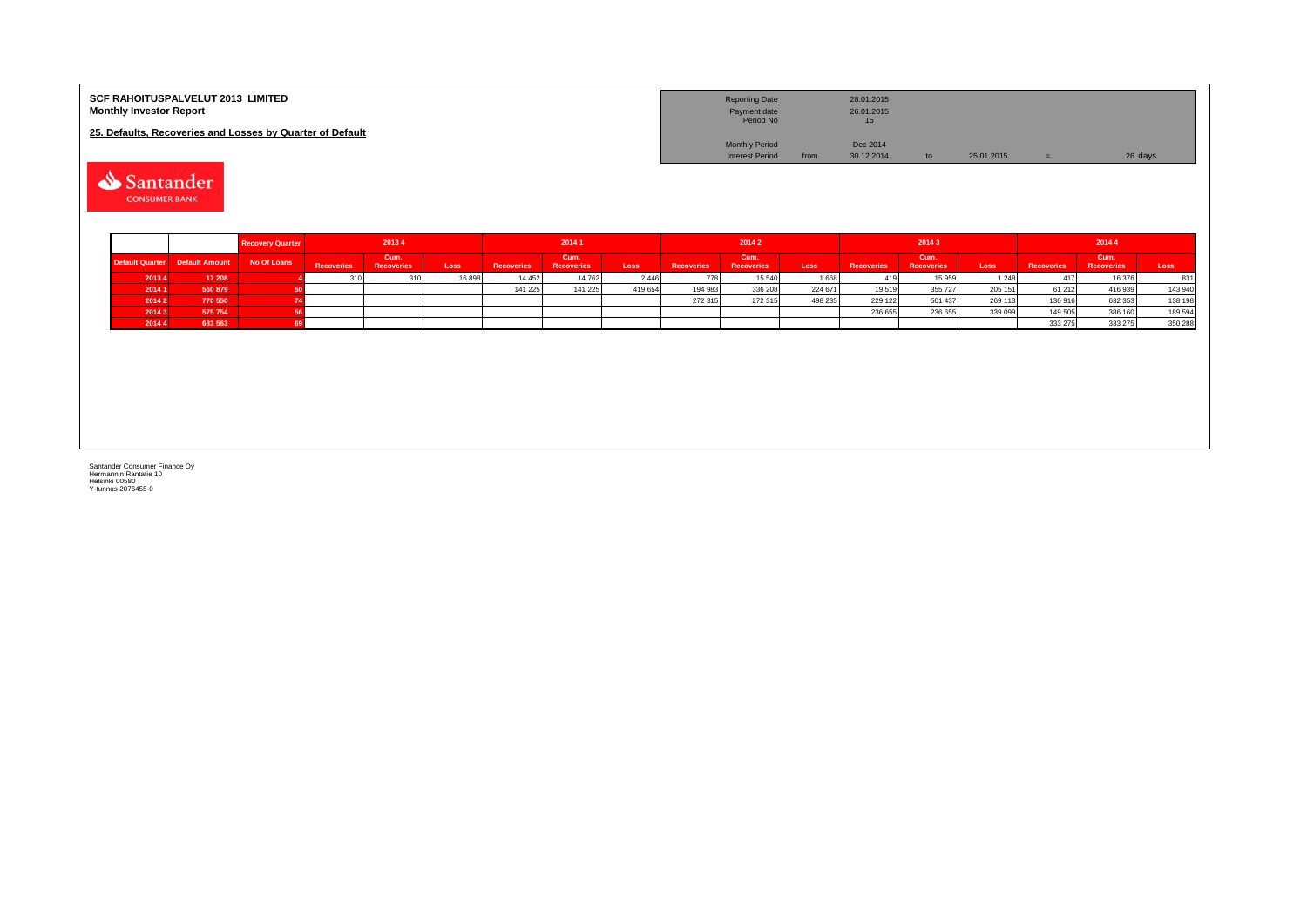**SCF RAHOITUSPALVELUT 2013 LIMITED**
**Monthly Investor Report**

**25. Defaults, Recoveries and Losses by Quarter of Default**

| Reporting Date | | 28.01.2015 | | | | |
|---|---|---|---|---|---|---|
| Payment date | | 26.01.2015 | | | | |
| Period No | | 15 | | | | |
| Monthly Period | | Dec 2014 | | | | |
| Interest Period | from | 30.12.2014 | to | 25.01.2015 | = | 26 days |

| | | Recovery Quarter | 2013 4 | | | 2014 1 | | | 2014 2 | | | 2014 3 | | | 2014 4 | | |
|---|---|---|---|---|---|---|---|---|---|---|---|---|---|---|---|---|---|
| Default Quarter | Default Amount | No Of Loans | Recoveries | Cum. Recoveries | Loss | Recoveries | Cum. Recoveries | Loss | Recoveries | Cum. Recoveries | Loss | Recoveries | Cum. Recoveries | Loss | Recoveries | Cum. Recoveries | Loss |
| 2013 4 | 17 208 | 4 | 310 | 310 | 16 898 | 14 452 | 14 762 | 2 446 | 778 | 15 540 | 1 668 | 419 | 15 959 | 1 248 | 417 | 16 376 | 831 |
| 2014 1 | 560 879 | 50 | | | | 141 225 | 141 225 | 419 654 | 194 983 | 336 208 | 224 671 | 19 519 | 355 727 | 205 151 | 61 212 | 416 939 | 143 940 |
| 2014 2 | 770 550 | 74 | | | | | | | 272 315 | 272 315 | 498 235 | 229 122 | 501 437 | 269 113 | 130 916 | 632 353 | 138 198 |
| 2014 3 | 575 754 | 56 | | | | | | | | | | 236 655 | 236 655 | 339 099 | 149 505 | 386 160 | 189 594 |
| 2014 4 | 683 563 | 69 | | | | | | | | | | | | | 333 275 | 333 275 | 350 288 |

Santander Consumer Finance Oy
Hermannin Rantatie 10
Helsinki 00580
Y-tunnus 2076455-0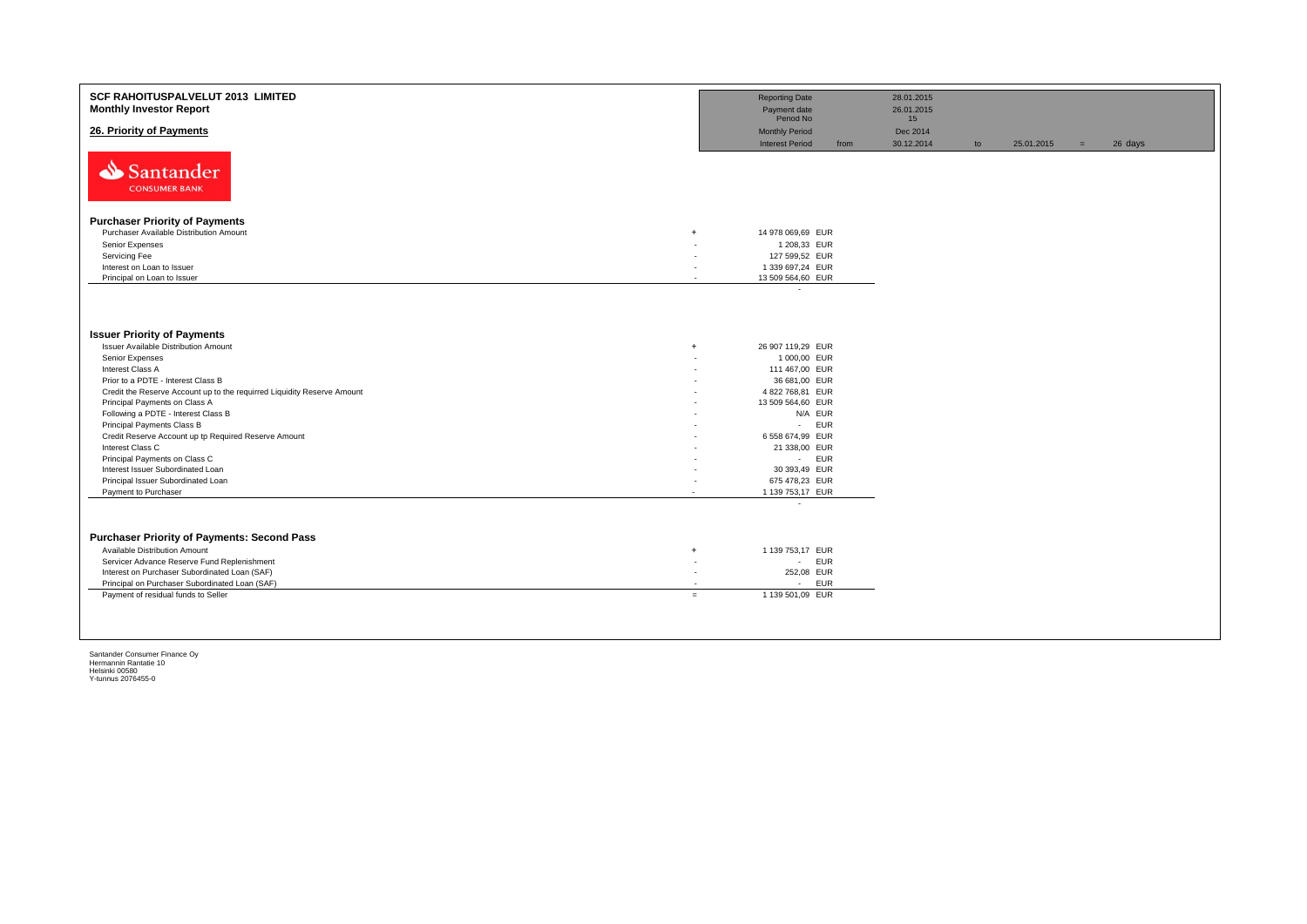# SCF RAHOITUSPALVELUT 2013 LIMITED

## Monthly Investor Report

## 26. Priority of Payments

| | | | | | | |
|---|---|---|---|---|---|---|
| Reporting Date | | 28.01.2015 | | | | |
| Payment date | | 26.01.2015 | | | | |
| Period No | | 15 | | | | |
| Monthly Period | | Dec 2014 | | | | |
| Interest Period | from | 30.12.2014 | to | 25.01.2015 | = | 26 days |

Santander CONSUMER BANK

### Purchaser Priority of Payments

| | | | |
|---|---|---|---|
| Purchaser Available Distribution Amount | + | 14 978 069,69 | EUR |
| Senior Expenses | - | 1 208,33 | EUR |
| Servicing Fee | - | 127 599,52 | EUR |
| Interest on Loan to Issuer | - | 1 339 697,24 | EUR |
| Principal on Loan to Issuer | - | 13 509 564,60 | EUR |
| | | - | |

### Issuer Priority of Payments

| | | | |
|---|---|---|---|
| Issuer Available Distribution Amount | + | 26 907 119,29 | EUR |
| Senior Expenses | - | 1 000,00 | EUR |
| Interest Class A | - | 111 467,00 | EUR |
| Prior to a PDTE - Interest Class B | - | 36 681,00 | EUR |
| Credit the Reserve Account up to the requirred Liquidity Reserve Amount | - | 4 822 768,81 | EUR |
| Principal Payments on Class A | - | 13 509 564,60 | EUR |
| Following a PDTE - Interest Class B | - | N/A | EUR |
| Principal Payments Class B | - | - | EUR |
| Credit Reserve Account up tp Required Reserve Amount | - | 6 558 674,99 | EUR |
| Interest Class C | - | 21 338,00 | EUR |
| Principal Payments on Class C | - | - | EUR |
| Interest Issuer Subordinated Loan | - | 30 393,49 | EUR |
| Principal Issuer Subordinated Loan | - | 675 478,23 | EUR |
| Payment to Purchaser | - | 1 139 753,17 | EUR |
| | | - | |

### Purchaser Priority of Payments: Second Pass

| | | | |
|---|---|---|---|
| Available Distribution Amount | + | 1 139 753,17 | EUR |
| Servicer Advance Reserve Fund Replenishment | - | - | EUR |
| Interest on Purchaser Subordinated Loan (SAF) | - | 252,08 | EUR |
| Principal on Purchaser Subordinated Loan (SAF) | - | - | EUR |
| Payment of residual funds to Seller | = | 1 139 501,09 | EUR |

Santander Consumer Finance Oy
Hermannin Rantatie 10
Helsinki 00580
Y-tunnus 2076455-0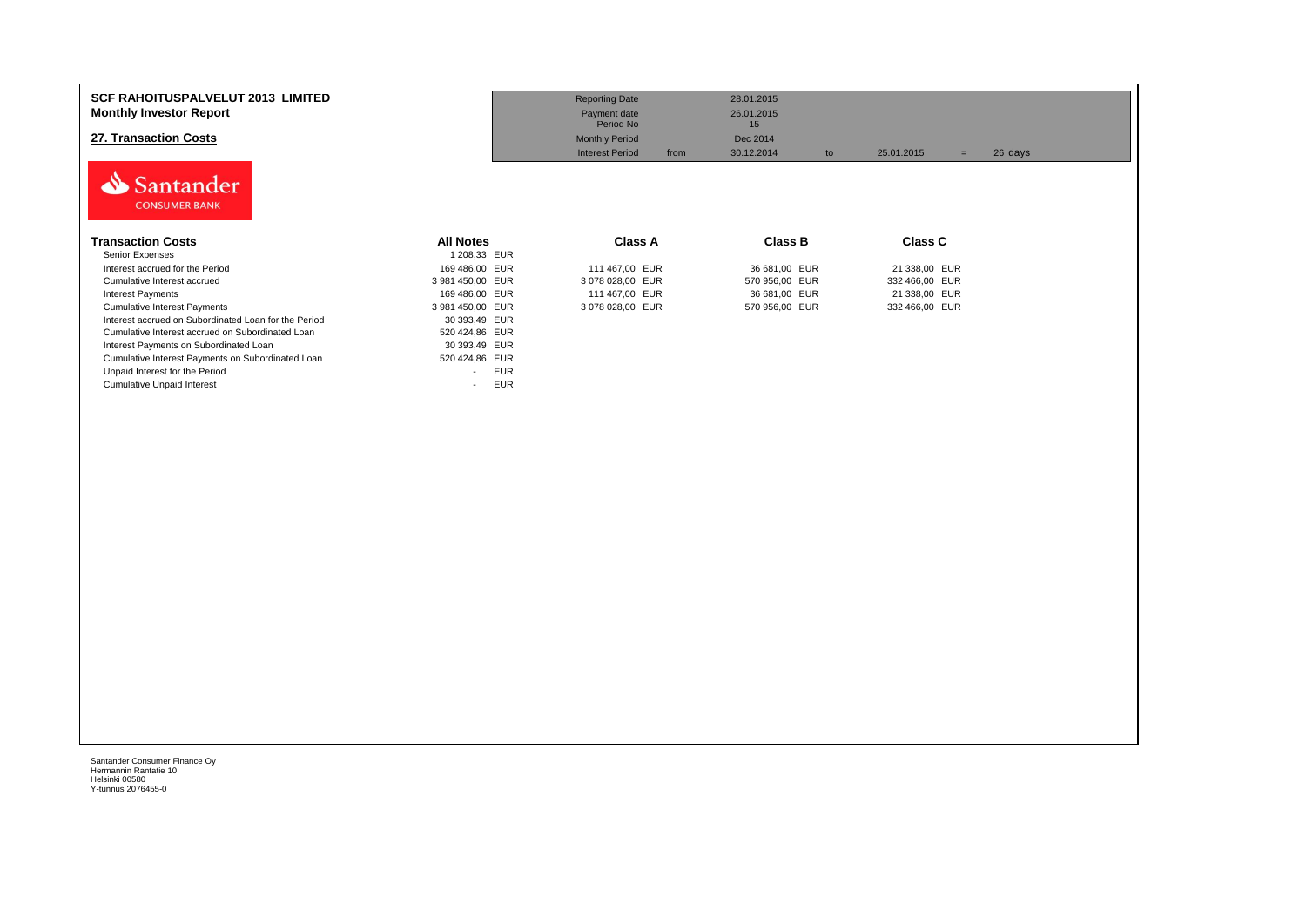**SCF RAHOITUSPALVELUT 2013 LIMITED**
**Monthly Investor Report**

## 27. Transaction Costs

| | | | | | | |
|---|---|---|---|---|---|---|
| Reporting Date | | 28.01.2015 | | | | |
| Payment date | | 26.01.2015 | | | | |
| Period No | | 15 | | | | |
| Monthly Period | | Dec 2014 | | | | |
| Interest Period | from | 30.12.2014 | to | 25.01.2015 | = | 26 days |

| Transaction Costs | All Notes | | Class A | | Class B | | Class C | |
|---|---|---|---|---|---|---|---|---|
| Senior Expenses | 1 208,33 | EUR | | | | | | |
| Interest accrued for the Period | 169 486,00 | EUR | 111 467,00 | EUR | 36 681,00 | EUR | 21 338,00 | EUR |
| Cumulative Interest accrued | 3 981 450,00 | EUR | 3 078 028,00 | EUR | 570 956,00 | EUR | 332 466,00 | EUR |
| Interest Payments | 169 486,00 | EUR | 111 467,00 | EUR | 36 681,00 | EUR | 21 338,00 | EUR |
| Cumulative Interest Payments | 3 981 450,00 | EUR | 3 078 028,00 | EUR | 570 956,00 | EUR | 332 466,00 | EUR |
| Interest accrued on Subordinated Loan for the Period | 30 393,49 | EUR | | | | | | |
| Cumulative Interest accrued on Subordinated Loan | 520 424,86 | EUR | | | | | | |
| Interest Payments on Subordinated Loan | 30 393,49 | EUR | | | | | | |
| Cumulative Interest Payments on Subordinated Loan | 520 424,86 | EUR | | | | | | |
| Unpaid Interest for the Period | - | EUR | | | | | | |
| Cumulative Unpaid Interest | - | EUR | | | | | | |

Santander Consumer Finance Oy
Hermannin Rantatie 10
Helsinki 00580
Y-tunnus 2076455-0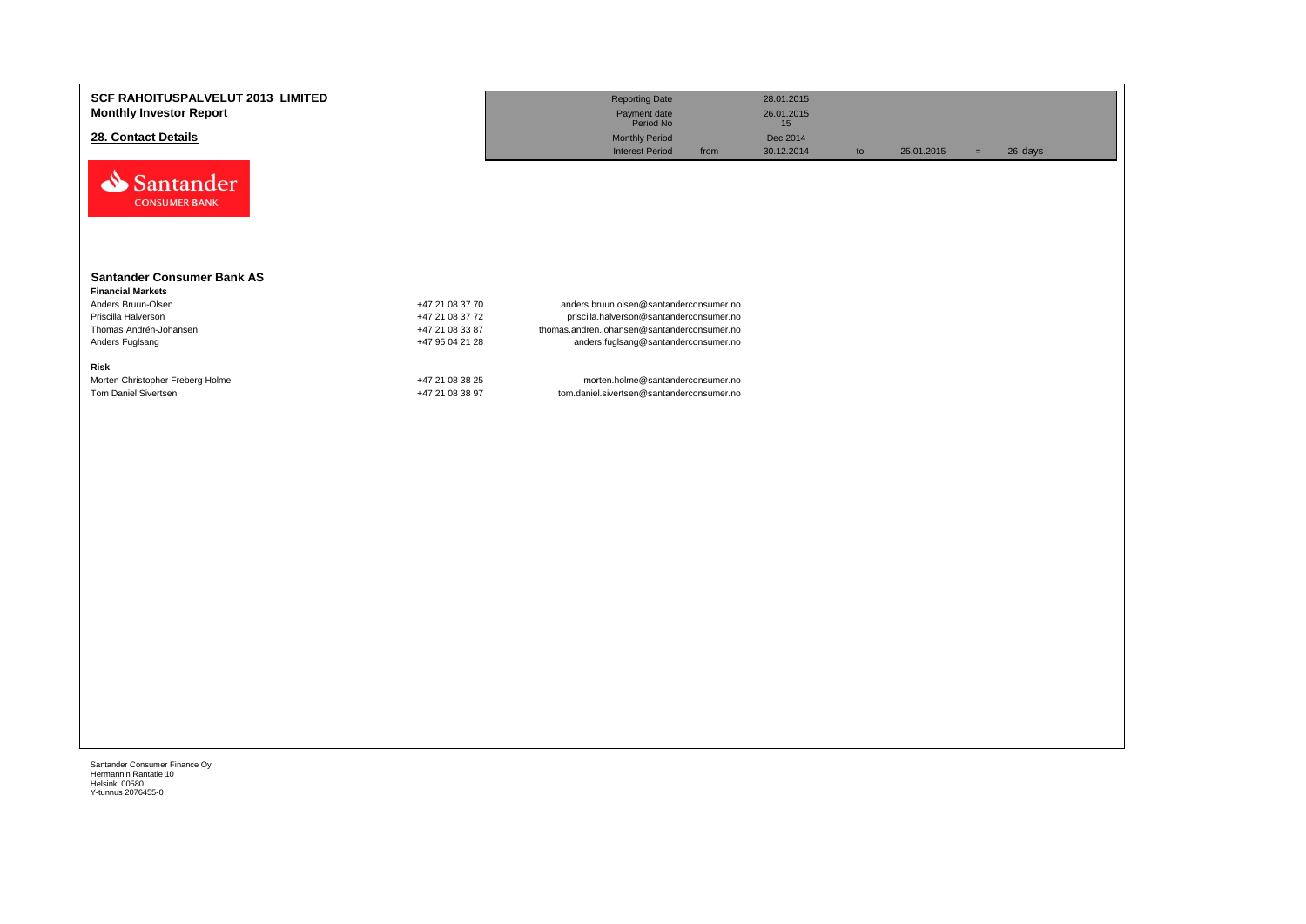**SCF RAHOITUSPALVELUT 2013 LIMITED**
**Monthly Investor Report**

## 28. Contact Details

| | | | | | | |
|---|---|---|---|---|---|---|
| Reporting Date | | 28.01.2015 | | | | |
| Payment date | | 26.01.2015 | | | | |
| Period No | | 15 | | | | |
| Monthly Period | | Dec 2014 | | | | |
| Interest Period | from | 30.12.2014 | to | 25.01.2015 | = | 26 days |

Santander
CONSUMER BANK

### Santander Consumer Bank AS

**Financial Markets**

| | | |
|---|---|---|
| Anders Bruun-Olsen | +47 21 08 37 70 | anders.bruun.olsen@santanderconsumer.no |
| Priscilla Halverson | +47 21 08 37 72 | priscilla.halverson@santanderconsumer.no |
| Thomas Andrén-Johansen | +47 21 08 33 87 | thomas.andren.johansen@santanderconsumer.no |
| Anders Fuglsang | +47 95 04 21 28 | anders.fuglsang@santanderconsumer.no |

**Risk**

| | | |
|---|---|---|
| Morten Christopher Freberg Holme | +47 21 08 38 25 | morten.holme@santanderconsumer.no |
| Tom Daniel Sivertsen | +47 21 08 38 97 | tom.daniel.sivertsen@santanderconsumer.no |

Santander Consumer Finance Oy
Hermannin Rantatie 10
Helsinki 00580
Y-tunnus 2076455-0